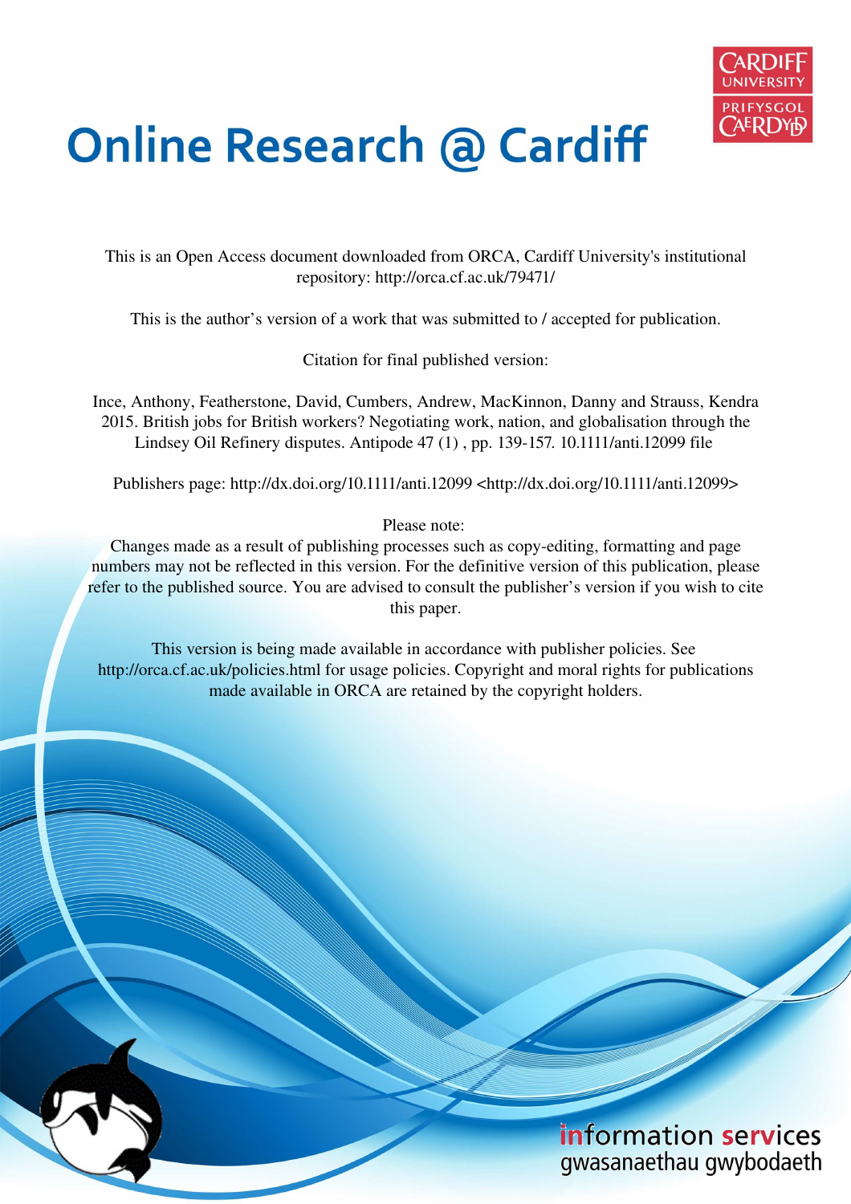# Online Research @ Cardiff

This is an Open Access document downloaded from ORCA, Cardiff University's institutional repository: http://orca.cf.ac.uk/79471/

This is the author's version of a work that was submitted to / accepted for publication.

Citation for final published version:

Ince, Anthony, Featherstone, David, Cumbers, Andrew, MacKinnon, Danny and Strauss, Kendra 2015. British jobs for British workers? Negotiating work, nation, and globalisation through the Lindsey Oil Refinery disputes. Antipode 47 (1) , pp. 139-157. 10.1111/anti.12099 file

Publishers page: http://dx.doi.org/10.1111/anti.12099 <http://dx.doi.org/10.1111/anti.12099>

Please note:
Changes made as a result of publishing processes such as copy-editing, formatting and page numbers may not be reflected in this version. For the definitive version of this publication, please refer to the published source. You are advised to consult the publisher's version if you wish to cite this paper.

This version is being made available in accordance with publisher policies. See http://orca.cf.ac.uk/policies.html for usage policies. Copyright and moral rights for publications made available in ORCA are retained by the copyright holders.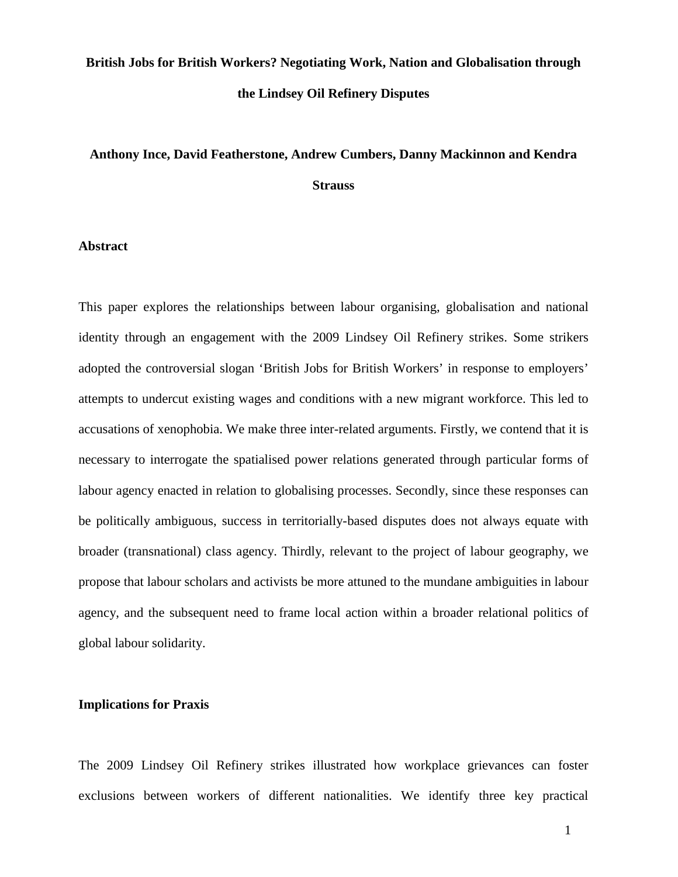# British Jobs for British Workers? Negotiating Work, Nation and Globalisation through the Lindsey Oil Refinery Disputes

**Anthony Ince, David Featherstone, Andrew Cumbers, Danny Mackinnon and Kendra Strauss**

## Abstract

This paper explores the relationships between labour organising, globalisation and national identity through an engagement with the 2009 Lindsey Oil Refinery strikes. Some strikers adopted the controversial slogan 'British Jobs for British Workers' in response to employers' attempts to undercut existing wages and conditions with a new migrant workforce. This led to accusations of xenophobia. We make three inter-related arguments. Firstly, we contend that it is necessary to interrogate the spatialised power relations generated through particular forms of labour agency enacted in relation to globalising processes. Secondly, since these responses can be politically ambiguous, success in territorially-based disputes does not always equate with broader (transnational) class agency. Thirdly, relevant to the project of labour geography, we propose that labour scholars and activists be more attuned to the mundane ambiguities in labour agency, and the subsequent need to frame local action within a broader relational politics of global labour solidarity.

## Implications for Praxis

The 2009 Lindsey Oil Refinery strikes illustrated how workplace grievances can foster exclusions between workers of different nationalities. We identify three key practical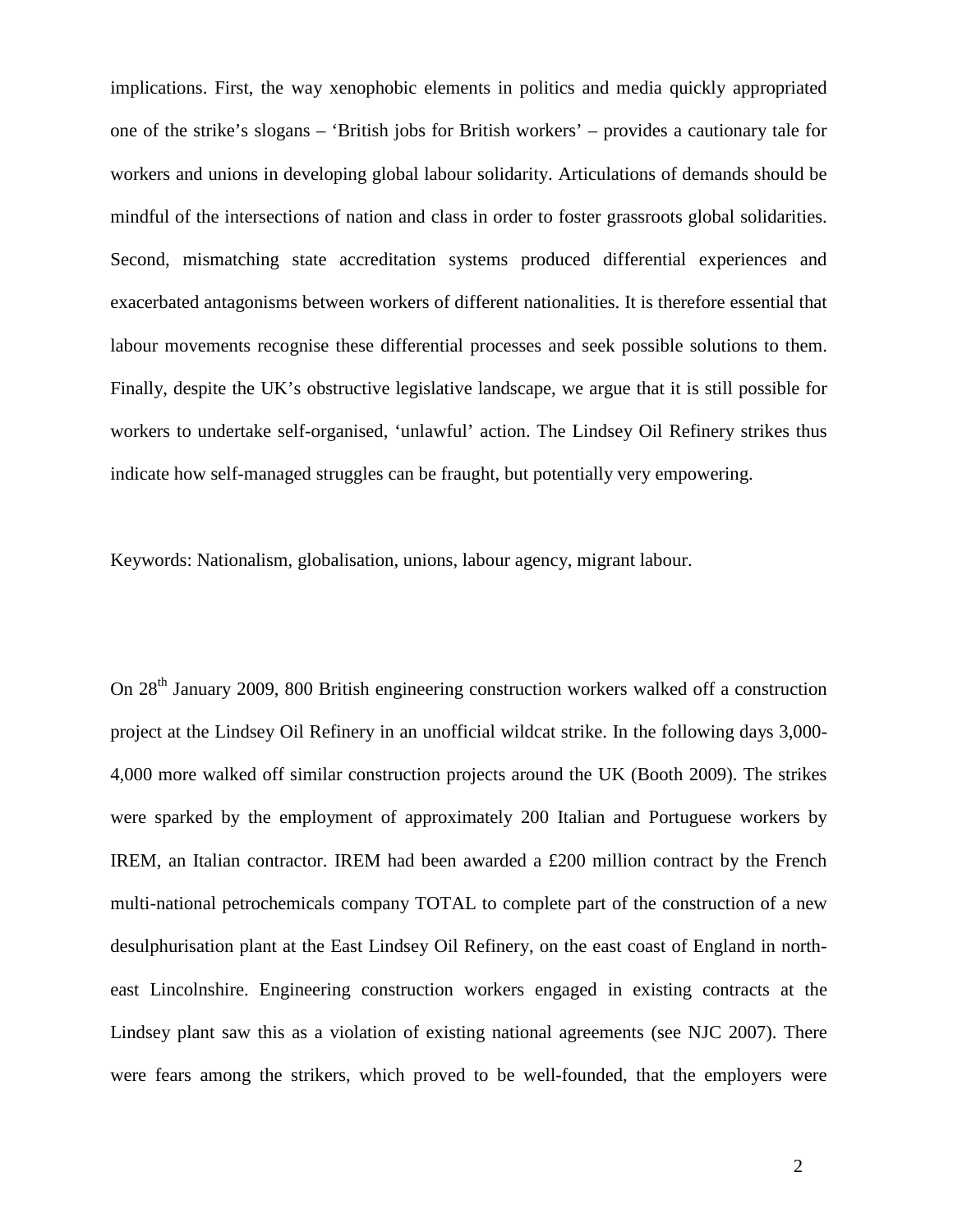implications. First, the way xenophobic elements in politics and media quickly appropriated one of the strike's slogans – 'British jobs for British workers' – provides a cautionary tale for workers and unions in developing global labour solidarity. Articulations of demands should be mindful of the intersections of nation and class in order to foster grassroots global solidarities. Second, mismatching state accreditation systems produced differential experiences and exacerbated antagonisms between workers of different nationalities. It is therefore essential that labour movements recognise these differential processes and seek possible solutions to them. Finally, despite the UK's obstructive legislative landscape, we argue that it is still possible for workers to undertake self-organised, 'unlawful' action. The Lindsey Oil Refinery strikes thus indicate how self-managed struggles can be fraught, but potentially very empowering.

Keywords: Nationalism, globalisation, unions, labour agency, migrant labour.

On 28th January 2009, 800 British engineering construction workers walked off a construction project at the Lindsey Oil Refinery in an unofficial wildcat strike. In the following days 3,000-4,000 more walked off similar construction projects around the UK (Booth 2009). The strikes were sparked by the employment of approximately 200 Italian and Portuguese workers by IREM, an Italian contractor. IREM had been awarded a £200 million contract by the French multi-national petrochemicals company TOTAL to complete part of the construction of a new desulphurisation plant at the East Lindsey Oil Refinery, on the east coast of England in north-east Lincolnshire. Engineering construction workers engaged in existing contracts at the Lindsey plant saw this as a violation of existing national agreements (see NJC 2007). There were fears among the strikers, which proved to be well-founded, that the employers were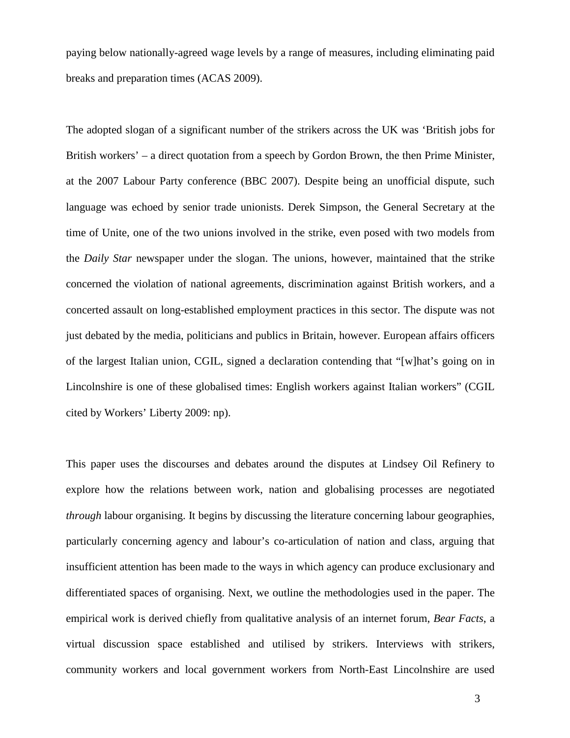paying below nationally-agreed wage levels by a range of measures, including eliminating paid breaks and preparation times (ACAS 2009).

The adopted slogan of a significant number of the strikers across the UK was 'British jobs for British workers' – a direct quotation from a speech by Gordon Brown, the then Prime Minister, at the 2007 Labour Party conference (BBC 2007). Despite being an unofficial dispute, such language was echoed by senior trade unionists. Derek Simpson, the General Secretary at the time of Unite, one of the two unions involved in the strike, even posed with two models from the *Daily Star* newspaper under the slogan. The unions, however, maintained that the strike concerned the violation of national agreements, discrimination against British workers, and a concerted assault on long-established employment practices in this sector. The dispute was not just debated by the media, politicians and publics in Britain, however. European affairs officers of the largest Italian union, CGIL, signed a declaration contending that "[w]hat's going on in Lincolnshire is one of these globalised times: English workers against Italian workers" (CGIL cited by Workers' Liberty 2009: np).

This paper uses the discourses and debates around the disputes at Lindsey Oil Refinery to explore how the relations between work, nation and globalising processes are negotiated *through* labour organising. It begins by discussing the literature concerning labour geographies, particularly concerning agency and labour's co-articulation of nation and class, arguing that insufficient attention has been made to the ways in which agency can produce exclusionary and differentiated spaces of organising. Next, we outline the methodologies used in the paper. The empirical work is derived chiefly from qualitative analysis of an internet forum, *Bear Facts*, a virtual discussion space established and utilised by strikers. Interviews with strikers, community workers and local government workers from North-East Lincolnshire are used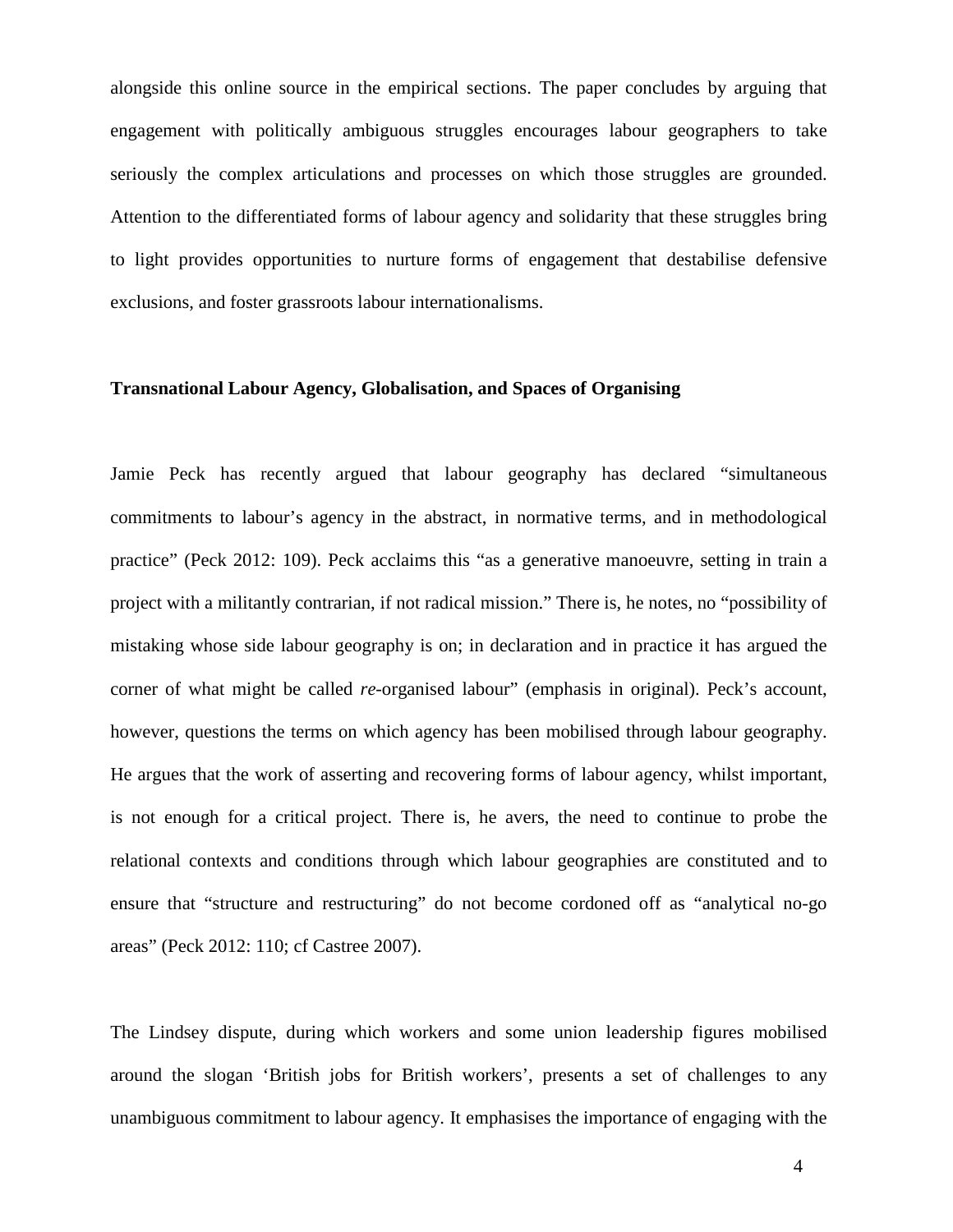alongside this online source in the empirical sections. The paper concludes by arguing that engagement with politically ambiguous struggles encourages labour geographers to take seriously the complex articulations and processes on which those struggles are grounded. Attention to the differentiated forms of labour agency and solidarity that these struggles bring to light provides opportunities to nurture forms of engagement that destabilise defensive exclusions, and foster grassroots labour internationalisms.

## Transnational Labour Agency, Globalisation, and Spaces of Organising

Jamie Peck has recently argued that labour geography has declared "simultaneous commitments to labour's agency in the abstract, in normative terms, and in methodological practice" (Peck 2012: 109). Peck acclaims this "as a generative manoeuvre, setting in train a project with a militantly contrarian, if not radical mission." There is, he notes, no "possibility of mistaking whose side labour geography is on; in declaration and in practice it has argued the corner of what might be called *re*-organised labour" (emphasis in original). Peck's account, however, questions the terms on which agency has been mobilised through labour geography. He argues that the work of asserting and recovering forms of labour agency, whilst important, is not enough for a critical project. There is, he avers, the need to continue to probe the relational contexts and conditions through which labour geographies are constituted and to ensure that "structure and restructuring" do not become cordoned off as "analytical no-go areas" (Peck 2012: 110; cf Castree 2007).

The Lindsey dispute, during which workers and some union leadership figures mobilised around the slogan 'British jobs for British workers', presents a set of challenges to any unambiguous commitment to labour agency. It emphasises the importance of engaging with the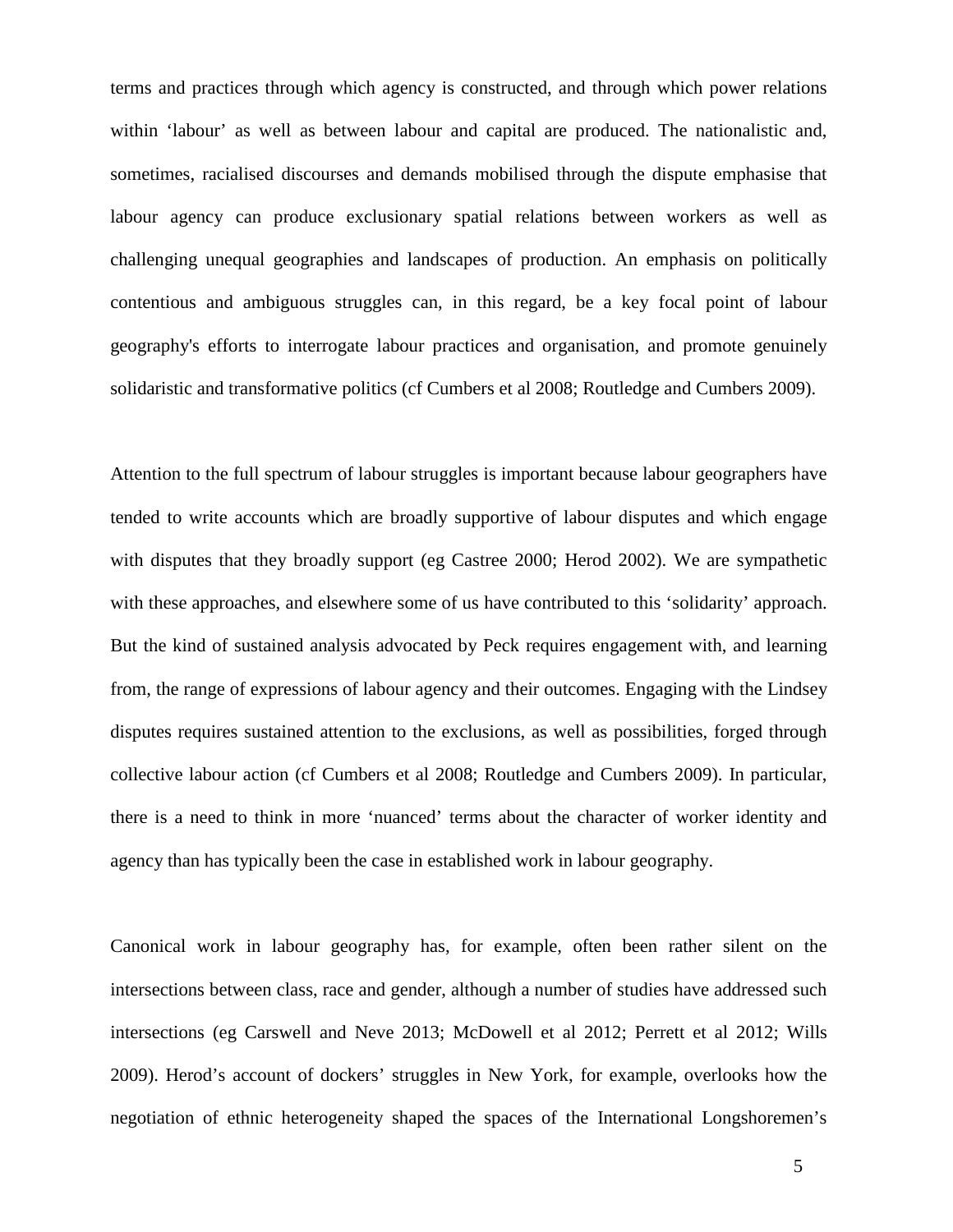terms and practices through which agency is constructed, and through which power relations within 'labour' as well as between labour and capital are produced. The nationalistic and, sometimes, racialised discourses and demands mobilised through the dispute emphasise that labour agency can produce exclusionary spatial relations between workers as well as challenging unequal geographies and landscapes of production. An emphasis on politically contentious and ambiguous struggles can, in this regard, be a key focal point of labour geography's efforts to interrogate labour practices and organisation, and promote genuinely solidaristic and transformative politics (cf Cumbers et al 2008; Routledge and Cumbers 2009).

Attention to the full spectrum of labour struggles is important because labour geographers have tended to write accounts which are broadly supportive of labour disputes and which engage with disputes that they broadly support (eg Castree 2000; Herod 2002). We are sympathetic with these approaches, and elsewhere some of us have contributed to this 'solidarity' approach. But the kind of sustained analysis advocated by Peck requires engagement with, and learning from, the range of expressions of labour agency and their outcomes. Engaging with the Lindsey disputes requires sustained attention to the exclusions, as well as possibilities, forged through collective labour action (cf Cumbers et al 2008; Routledge and Cumbers 2009). In particular, there is a need to think in more 'nuanced' terms about the character of worker identity and agency than has typically been the case in established work in labour geography.

Canonical work in labour geography has, for example, often been rather silent on the intersections between class, race and gender, although a number of studies have addressed such intersections (eg Carswell and Neve 2013; McDowell et al 2012; Perrett et al 2012; Wills 2009). Herod's account of dockers' struggles in New York, for example, overlooks how the negotiation of ethnic heterogeneity shaped the spaces of the International Longshoremen's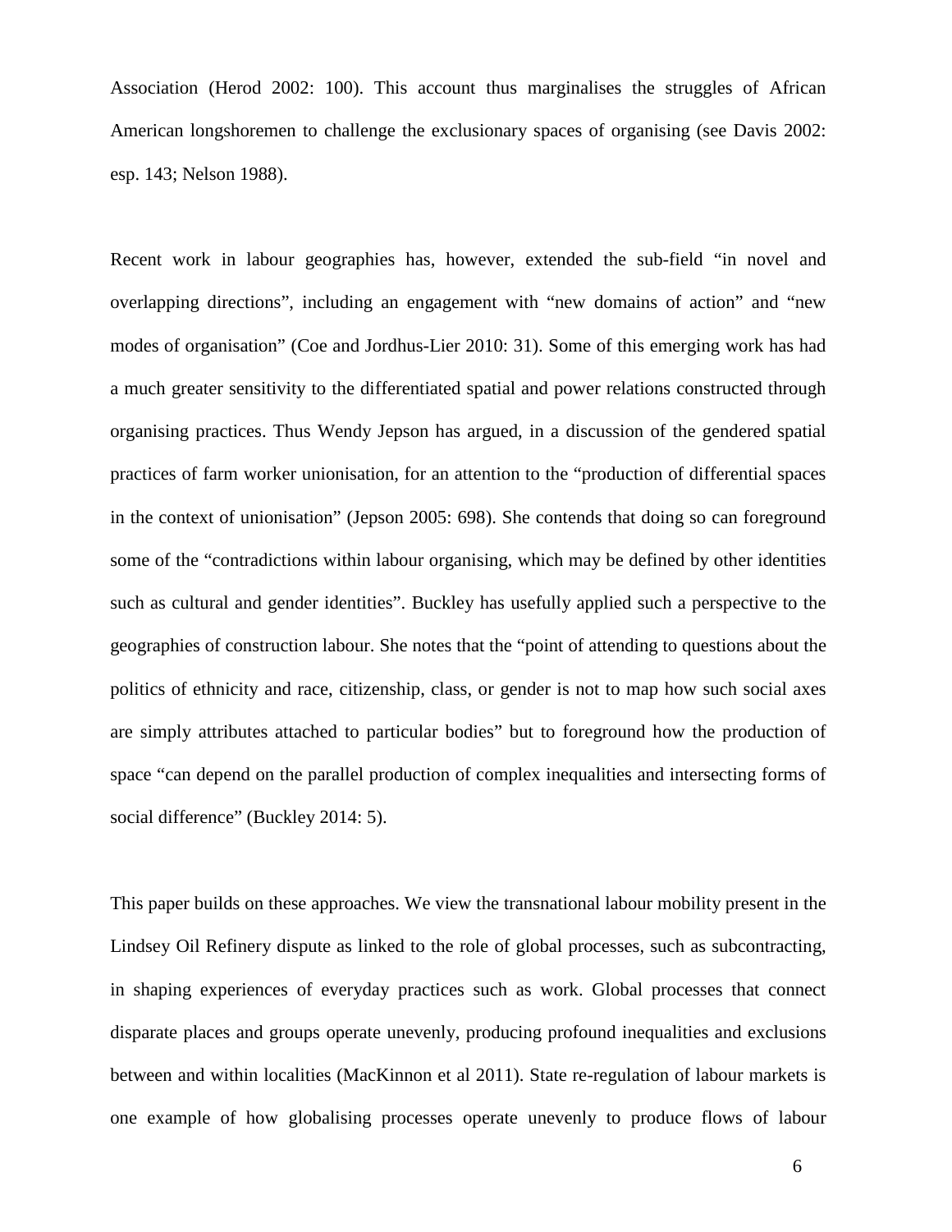Association (Herod 2002: 100). This account thus marginalises the struggles of African American longshoremen to challenge the exclusionary spaces of organising (see Davis 2002: esp. 143; Nelson 1988).

Recent work in labour geographies has, however, extended the sub-field "in novel and overlapping directions", including an engagement with "new domains of action" and "new modes of organisation" (Coe and Jordhus-Lier 2010: 31). Some of this emerging work has had a much greater sensitivity to the differentiated spatial and power relations constructed through organising practices. Thus Wendy Jepson has argued, in a discussion of the gendered spatial practices of farm worker unionisation, for an attention to the "production of differential spaces in the context of unionisation" (Jepson 2005: 698). She contends that doing so can foreground some of the "contradictions within labour organising, which may be defined by other identities such as cultural and gender identities". Buckley has usefully applied such a perspective to the geographies of construction labour. She notes that the "point of attending to questions about the politics of ethnicity and race, citizenship, class, or gender is not to map how such social axes are simply attributes attached to particular bodies" but to foreground how the production of space "can depend on the parallel production of complex inequalities and intersecting forms of social difference" (Buckley 2014: 5).

This paper builds on these approaches. We view the transnational labour mobility present in the Lindsey Oil Refinery dispute as linked to the role of global processes, such as subcontracting, in shaping experiences of everyday practices such as work. Global processes that connect disparate places and groups operate unevenly, producing profound inequalities and exclusions between and within localities (MacKinnon et al 2011). State re-regulation of labour markets is one example of how globalising processes operate unevenly to produce flows of labour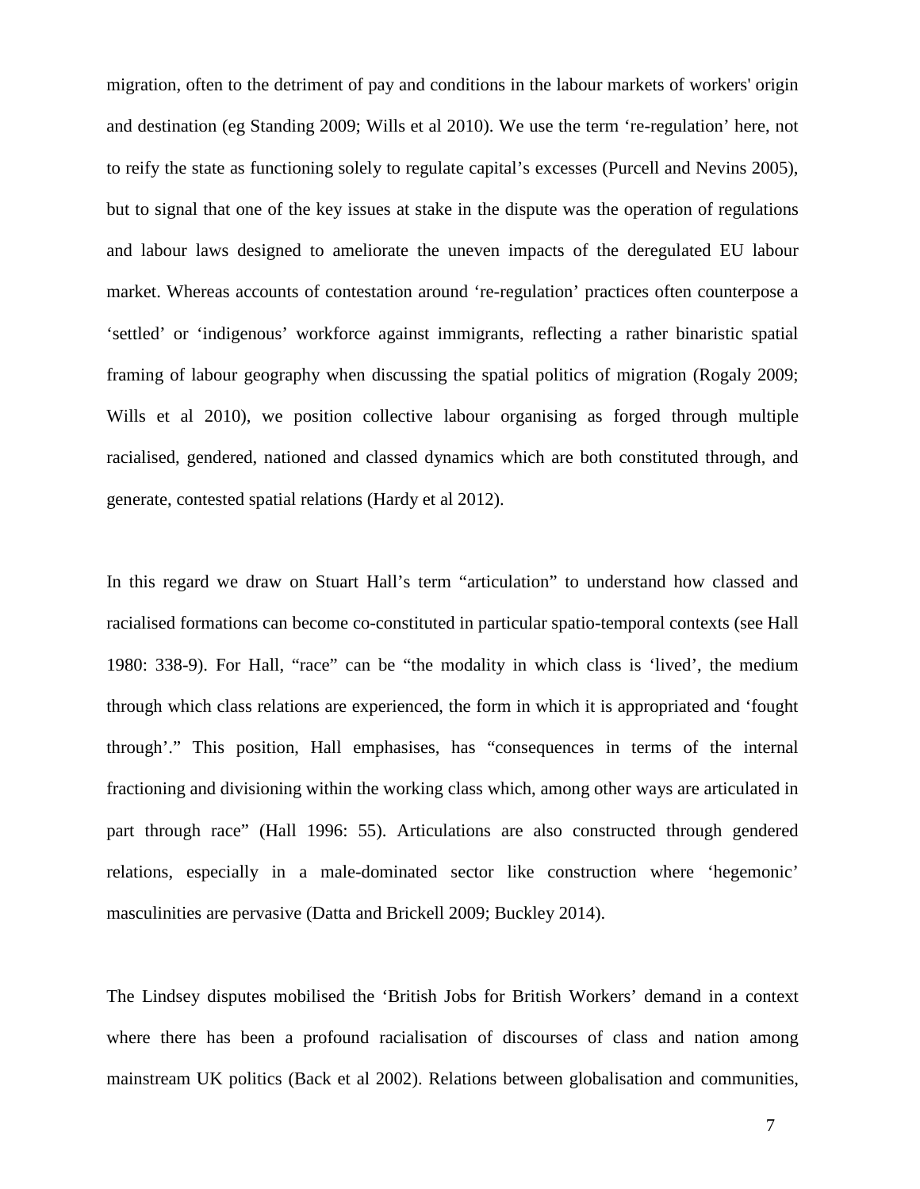migration, often to the detriment of pay and conditions in the labour markets of workers' origin and destination (eg Standing 2009; Wills et al 2010). We use the term 're-regulation' here, not to reify the state as functioning solely to regulate capital's excesses (Purcell and Nevins 2005), but to signal that one of the key issues at stake in the dispute was the operation of regulations and labour laws designed to ameliorate the uneven impacts of the deregulated EU labour market. Whereas accounts of contestation around 're-regulation' practices often counterpose a 'settled' or 'indigenous' workforce against immigrants, reflecting a rather binaristic spatial framing of labour geography when discussing the spatial politics of migration (Rogaly 2009; Wills et al 2010), we position collective labour organising as forged through multiple racialised, gendered, nationed and classed dynamics which are both constituted through, and generate, contested spatial relations (Hardy et al 2012).

In this regard we draw on Stuart Hall's term "articulation" to understand how classed and racialised formations can become co-constituted in particular spatio-temporal contexts (see Hall 1980: 338-9). For Hall, "race" can be "the modality in which class is 'lived', the medium through which class relations are experienced, the form in which it is appropriated and 'fought through'." This position, Hall emphasises, has "consequences in terms of the internal fractioning and divisioning within the working class which, among other ways are articulated in part through race" (Hall 1996: 55). Articulations are also constructed through gendered relations, especially in a male-dominated sector like construction where 'hegemonic' masculinities are pervasive (Datta and Brickell 2009; Buckley 2014).

The Lindsey disputes mobilised the 'British Jobs for British Workers' demand in a context where there has been a profound racialisation of discourses of class and nation among mainstream UK politics (Back et al 2002). Relations between globalisation and communities,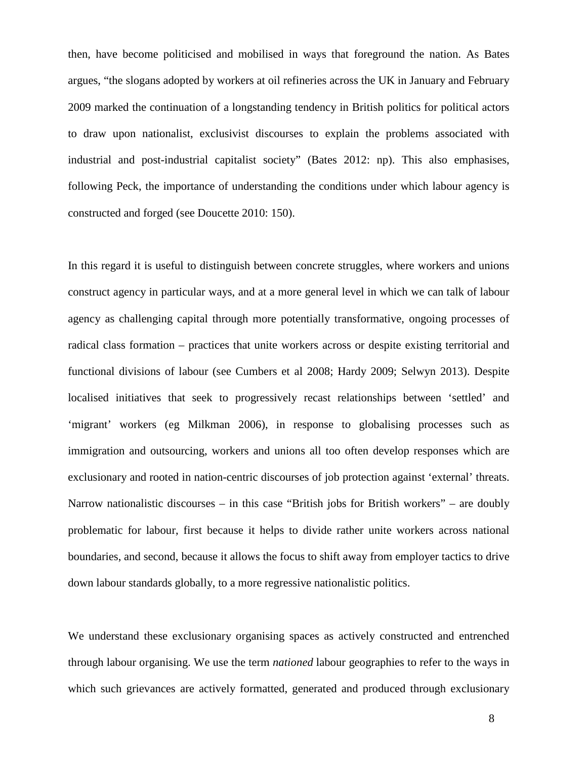then, have become politicised and mobilised in ways that foreground the nation. As Bates argues, “the slogans adopted by workers at oil refineries across the UK in January and February 2009 marked the continuation of a longstanding tendency in British politics for political actors to draw upon nationalist, exclusivist discourses to explain the problems associated with industrial and post-industrial capitalist society” (Bates 2012: np). This also emphasises, following Peck, the importance of understanding the conditions under which labour agency is constructed and forged (see Doucette 2010: 150).

In this regard it is useful to distinguish between concrete struggles, where workers and unions construct agency in particular ways, and at a more general level in which we can talk of labour agency as challenging capital through more potentially transformative, ongoing processes of radical class formation – practices that unite workers across or despite existing territorial and functional divisions of labour (see Cumbers et al 2008; Hardy 2009; Selwyn 2013). Despite localised initiatives that seek to progressively recast relationships between ‘settled’ and ‘migrant’ workers (eg Milkman 2006), in response to globalising processes such as immigration and outsourcing, workers and unions all too often develop responses which are exclusionary and rooted in nation-centric discourses of job protection against ‘external’ threats. Narrow nationalistic discourses – in this case “British jobs for British workers” – are doubly problematic for labour, first because it helps to divide rather unite workers across national boundaries, and second, because it allows the focus to shift away from employer tactics to drive down labour standards globally, to a more regressive nationalistic politics.

We understand these exclusionary organising spaces as actively constructed and entrenched through labour organising. We use the term *nationed* labour geographies to refer to the ways in which such grievances are actively formatted, generated and produced through exclusionary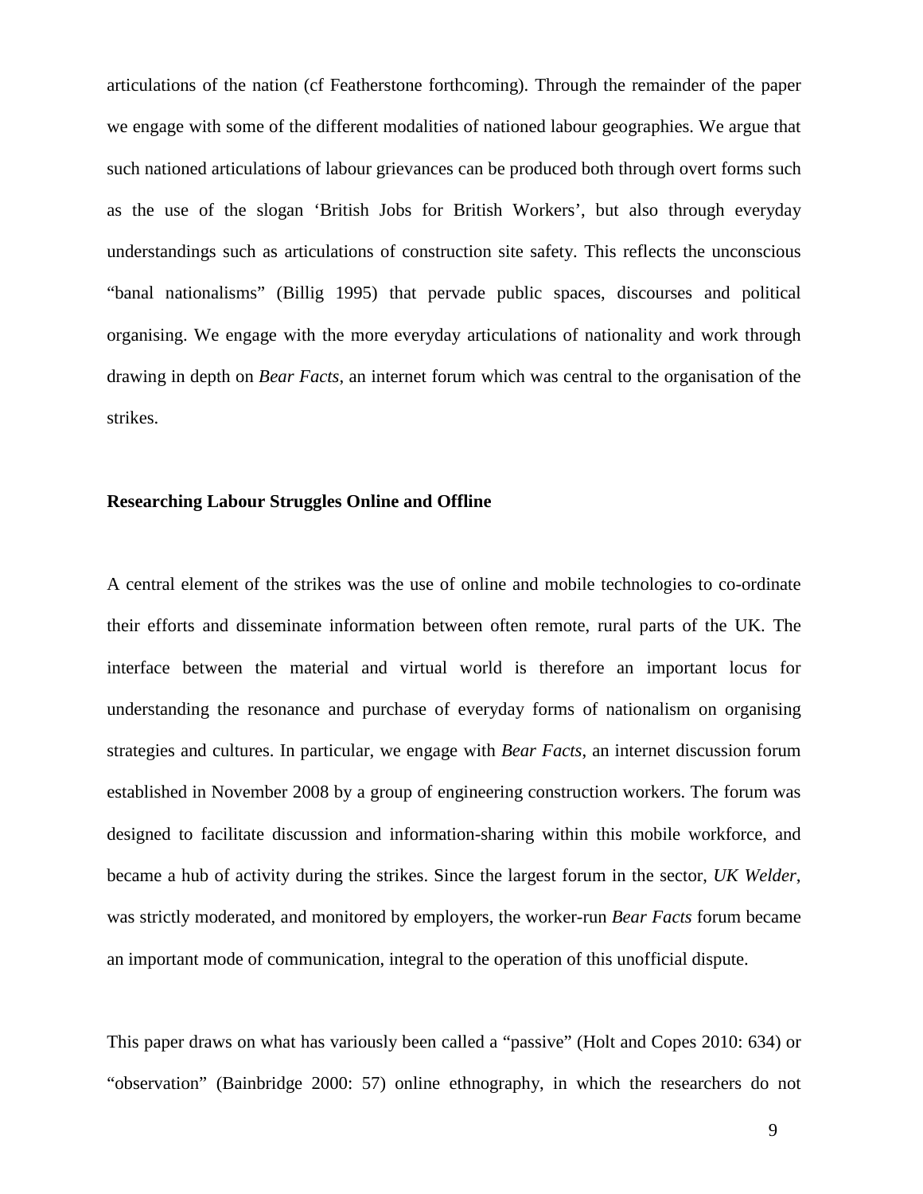articulations of the nation (cf Featherstone forthcoming). Through the remainder of the paper we engage with some of the different modalities of nationed labour geographies. We argue that such nationed articulations of labour grievances can be produced both through overt forms such as the use of the slogan 'British Jobs for British Workers', but also through everyday understandings such as articulations of construction site safety. This reflects the unconscious "banal nationalisms" (Billig 1995) that pervade public spaces, discourses and political organising. We engage with the more everyday articulations of nationality and work through drawing in depth on *Bear Facts*, an internet forum which was central to the organisation of the strikes.

## Researching Labour Struggles Online and Offline

A central element of the strikes was the use of online and mobile technologies to co-ordinate their efforts and disseminate information between often remote, rural parts of the UK. The interface between the material and virtual world is therefore an important locus for understanding the resonance and purchase of everyday forms of nationalism on organising strategies and cultures. In particular, we engage with *Bear Facts*, an internet discussion forum established in November 2008 by a group of engineering construction workers. The forum was designed to facilitate discussion and information-sharing within this mobile workforce, and became a hub of activity during the strikes. Since the largest forum in the sector, *UK Welder*, was strictly moderated, and monitored by employers, the worker-run *Bear Facts* forum became an important mode of communication, integral to the operation of this unofficial dispute.

This paper draws on what has variously been called a "passive" (Holt and Copes 2010: 634) or "observation" (Bainbridge 2000: 57) online ethnography, in which the researchers do not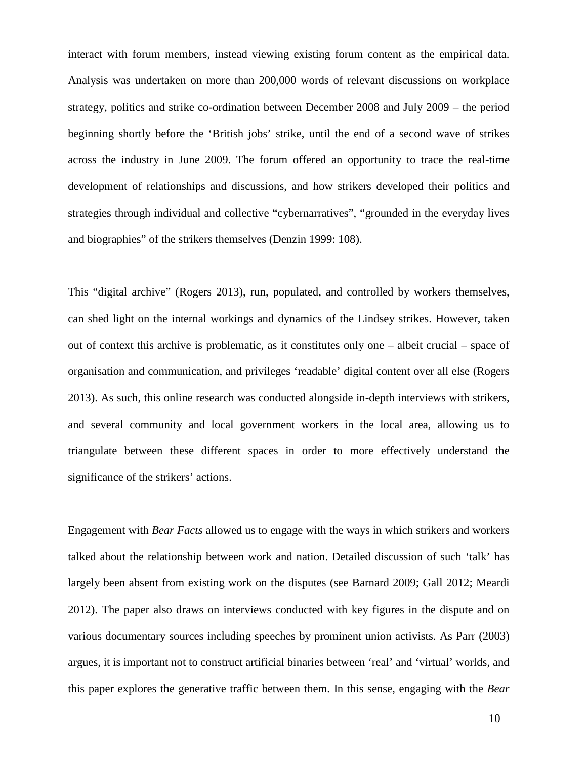interact with forum members, instead viewing existing forum content as the empirical data. Analysis was undertaken on more than 200,000 words of relevant discussions on workplace strategy, politics and strike co-ordination between December 2008 and July 2009 – the period beginning shortly before the 'British jobs' strike, until the end of a second wave of strikes across the industry in June 2009. The forum offered an opportunity to trace the real-time development of relationships and discussions, and how strikers developed their politics and strategies through individual and collective "cybernarratives", "grounded in the everyday lives and biographies" of the strikers themselves (Denzin 1999: 108).

This "digital archive" (Rogers 2013), run, populated, and controlled by workers themselves, can shed light on the internal workings and dynamics of the Lindsey strikes. However, taken out of context this archive is problematic, as it constitutes only one – albeit crucial – space of organisation and communication, and privileges 'readable' digital content over all else (Rogers 2013). As such, this online research was conducted alongside in-depth interviews with strikers, and several community and local government workers in the local area, allowing us to triangulate between these different spaces in order to more effectively understand the significance of the strikers' actions.

Engagement with *Bear Facts* allowed us to engage with the ways in which strikers and workers talked about the relationship between work and nation. Detailed discussion of such 'talk' has largely been absent from existing work on the disputes (see Barnard 2009; Gall 2012; Meardi 2012). The paper also draws on interviews conducted with key figures in the dispute and on various documentary sources including speeches by prominent union activists. As Parr (2003) argues, it is important not to construct artificial binaries between 'real' and 'virtual' worlds, and this paper explores the generative traffic between them. In this sense, engaging with the *Bear*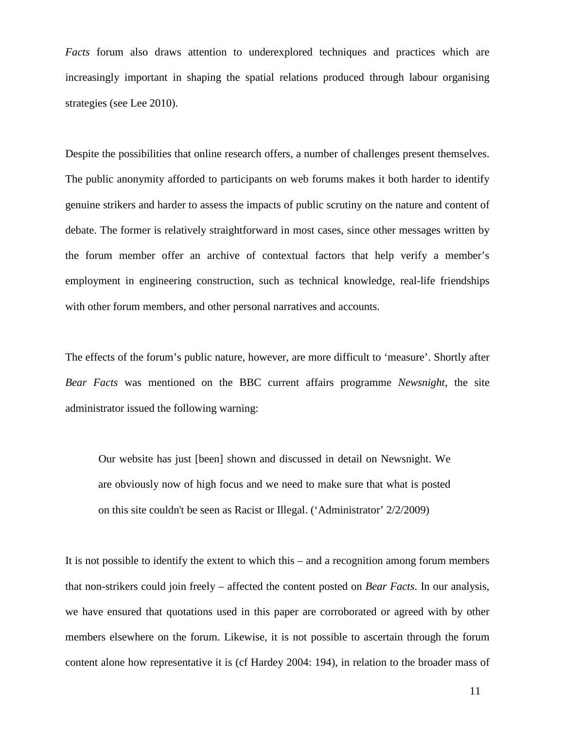*Facts* forum also draws attention to underexplored techniques and practices which are increasingly important in shaping the spatial relations produced through labour organising strategies (see Lee 2010).

Despite the possibilities that online research offers, a number of challenges present themselves. The public anonymity afforded to participants on web forums makes it both harder to identify genuine strikers and harder to assess the impacts of public scrutiny on the nature and content of debate. The former is relatively straightforward in most cases, since other messages written by the forum member offer an archive of contextual factors that help verify a member's employment in engineering construction, such as technical knowledge, real-life friendships with other forum members, and other personal narratives and accounts.

The effects of the forum's public nature, however, are more difficult to 'measure'. Shortly after *Bear Facts* was mentioned on the BBC current affairs programme *Newsnight*, the site administrator issued the following warning:

> Our website has just [been] shown and discussed in detail on Newsnight. We are obviously now of high focus and we need to make sure that what is posted on this site couldn't be seen as Racist or Illegal. ('Administrator' 2/2/2009)

It is not possible to identify the extent to which this – and a recognition among forum members that non-strikers could join freely – affected the content posted on *Bear Facts*. In our analysis, we have ensured that quotations used in this paper are corroborated or agreed with by other members elsewhere on the forum. Likewise, it is not possible to ascertain through the forum content alone how representative it is (cf Hardey 2004: 194), in relation to the broader mass of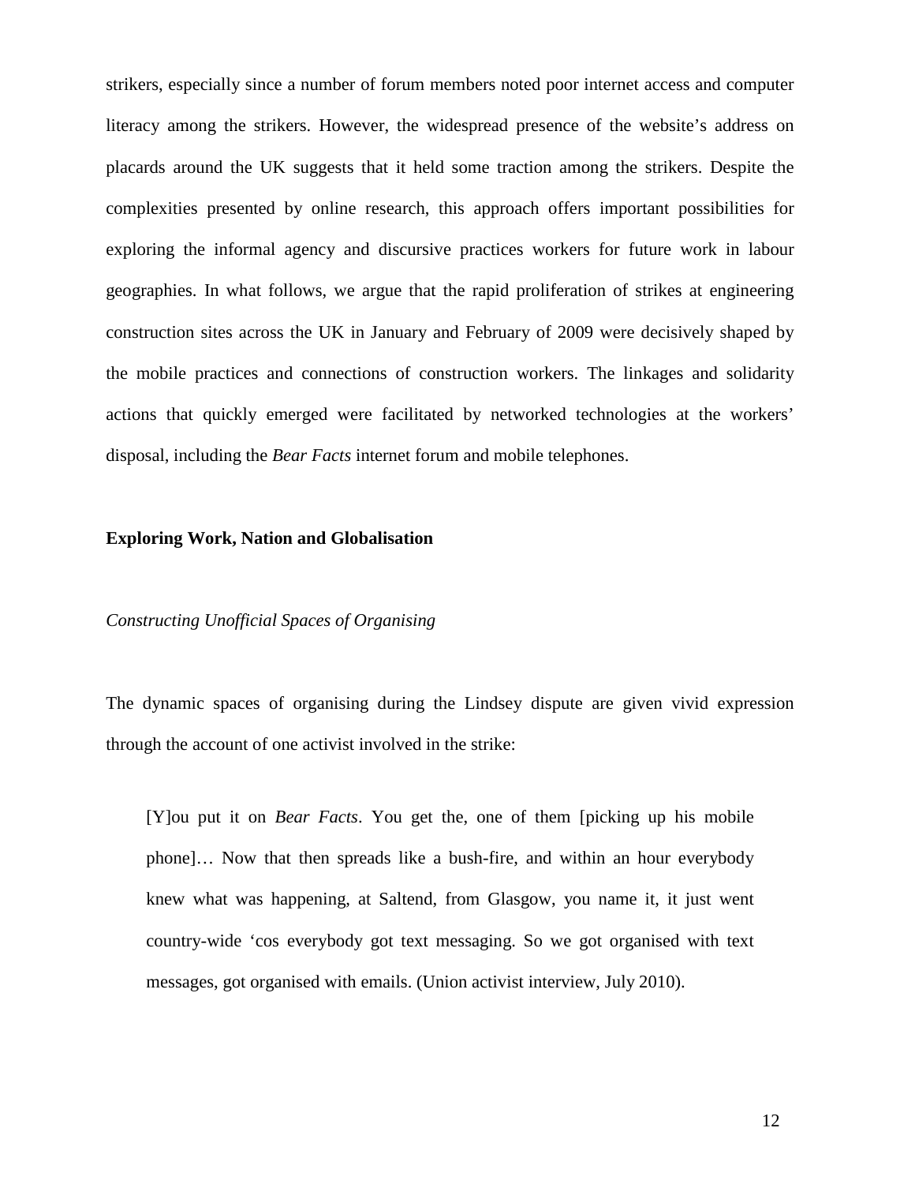strikers, especially since a number of forum members noted poor internet access and computer literacy among the strikers. However, the widespread presence of the website's address on placards around the UK suggests that it held some traction among the strikers. Despite the complexities presented by online research, this approach offers important possibilities for exploring the informal agency and discursive practices workers for future work in labour geographies. In what follows, we argue that the rapid proliferation of strikes at engineering construction sites across the UK in January and February of 2009 were decisively shaped by the mobile practices and connections of construction workers. The linkages and solidarity actions that quickly emerged were facilitated by networked technologies at the workers' disposal, including the *Bear Facts* internet forum and mobile telephones.

## Exploring Work, Nation and Globalisation

### *Constructing Unofficial Spaces of Organising*

The dynamic spaces of organising during the Lindsey dispute are given vivid expression through the account of one activist involved in the strike:

> [Y]ou put it on *Bear Facts*. You get the, one of them [picking up his mobile phone]… Now that then spreads like a bush-fire, and within an hour everybody knew what was happening, at Saltend, from Glasgow, you name it, it just went country-wide 'cos everybody got text messaging. So we got organised with text messages, got organised with emails. (Union activist interview, July 2010).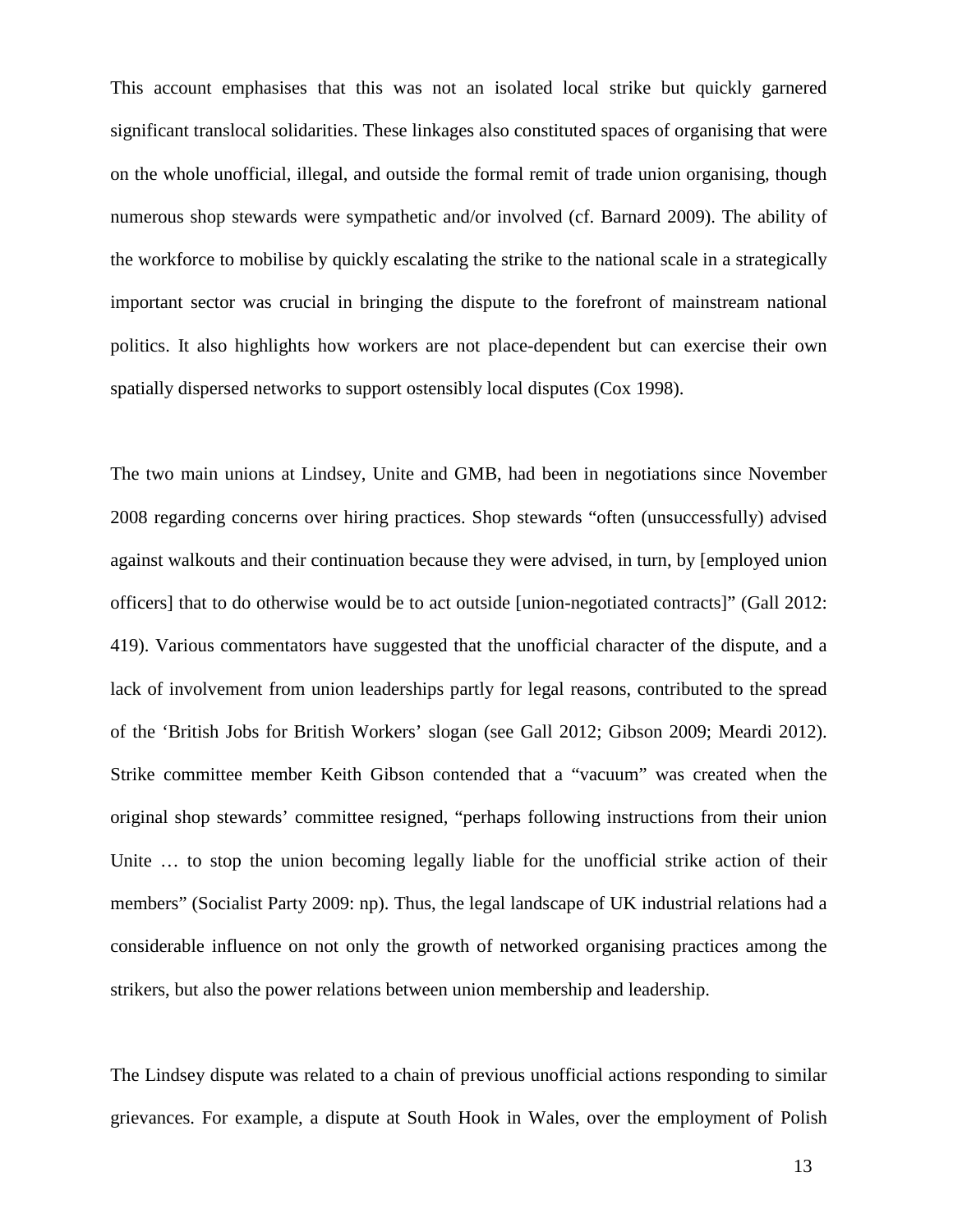This account emphasises that this was not an isolated local strike but quickly garnered significant translocal solidarities. These linkages also constituted spaces of organising that were on the whole unofficial, illegal, and outside the formal remit of trade union organising, though numerous shop stewards were sympathetic and/or involved (cf. Barnard 2009). The ability of the workforce to mobilise by quickly escalating the strike to the national scale in a strategically important sector was crucial in bringing the dispute to the forefront of mainstream national politics. It also highlights how workers are not place-dependent but can exercise their own spatially dispersed networks to support ostensibly local disputes (Cox 1998).

The two main unions at Lindsey, Unite and GMB, had been in negotiations since November 2008 regarding concerns over hiring practices. Shop stewards "often (unsuccessfully) advised against walkouts and their continuation because they were advised, in turn, by [employed union officers] that to do otherwise would be to act outside [union-negotiated contracts]" (Gall 2012: 419). Various commentators have suggested that the unofficial character of the dispute, and a lack of involvement from union leaderships partly for legal reasons, contributed to the spread of the 'British Jobs for British Workers' slogan (see Gall 2012; Gibson 2009; Meardi 2012). Strike committee member Keith Gibson contended that a "vacuum" was created when the original shop stewards' committee resigned, "perhaps following instructions from their union Unite … to stop the union becoming legally liable for the unofficial strike action of their members" (Socialist Party 2009: np). Thus, the legal landscape of UK industrial relations had a considerable influence on not only the growth of networked organising practices among the strikers, but also the power relations between union membership and leadership.

The Lindsey dispute was related to a chain of previous unofficial actions responding to similar grievances. For example, a dispute at South Hook in Wales, over the employment of Polish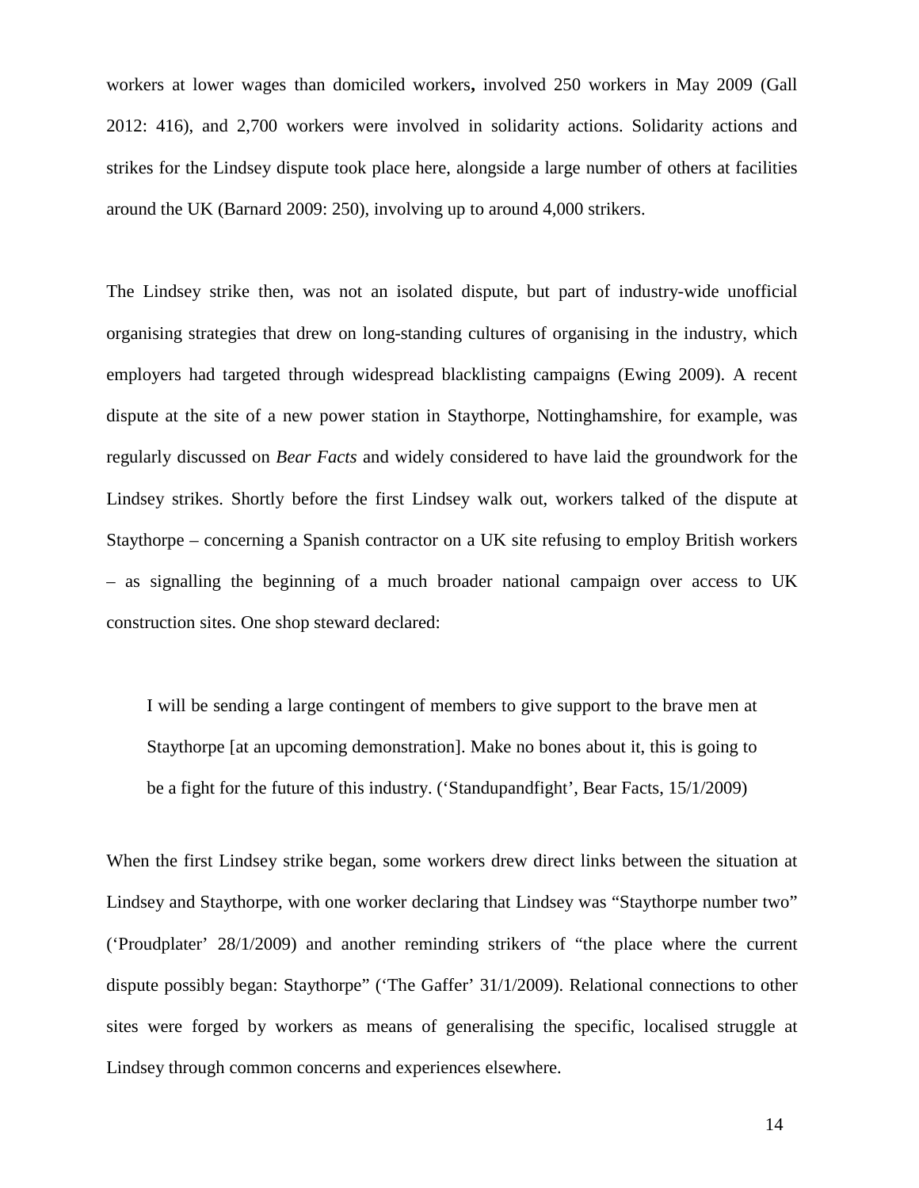workers at lower wages than domiciled workers**,** involved 250 workers in May 2009 (Gall 2012: 416), and 2,700 workers were involved in solidarity actions. Solidarity actions and strikes for the Lindsey dispute took place here, alongside a large number of others at facilities around the UK (Barnard 2009: 250), involving up to around 4,000 strikers.

The Lindsey strike then, was not an isolated dispute, but part of industry-wide unofficial organising strategies that drew on long-standing cultures of organising in the industry, which employers had targeted through widespread blacklisting campaigns (Ewing 2009). A recent dispute at the site of a new power station in Staythorpe, Nottinghamshire, for example, was regularly discussed on *Bear Facts* and widely considered to have laid the groundwork for the Lindsey strikes. Shortly before the first Lindsey walk out, workers talked of the dispute at Staythorpe – concerning a Spanish contractor on a UK site refusing to employ British workers – as signalling the beginning of a much broader national campaign over access to UK construction sites. One shop steward declared:

> I will be sending a large contingent of members to give support to the brave men at Staythorpe [at an upcoming demonstration]. Make no bones about it, this is going to be a fight for the future of this industry. ('Standupandfight', Bear Facts, 15/1/2009)

When the first Lindsey strike began, some workers drew direct links between the situation at Lindsey and Staythorpe, with one worker declaring that Lindsey was "Staythorpe number two" ('Proudplater' 28/1/2009) and another reminding strikers of "the place where the current dispute possibly began: Staythorpe" ('The Gaffer' 31/1/2009). Relational connections to other sites were forged by workers as means of generalising the specific, localised struggle at Lindsey through common concerns and experiences elsewhere.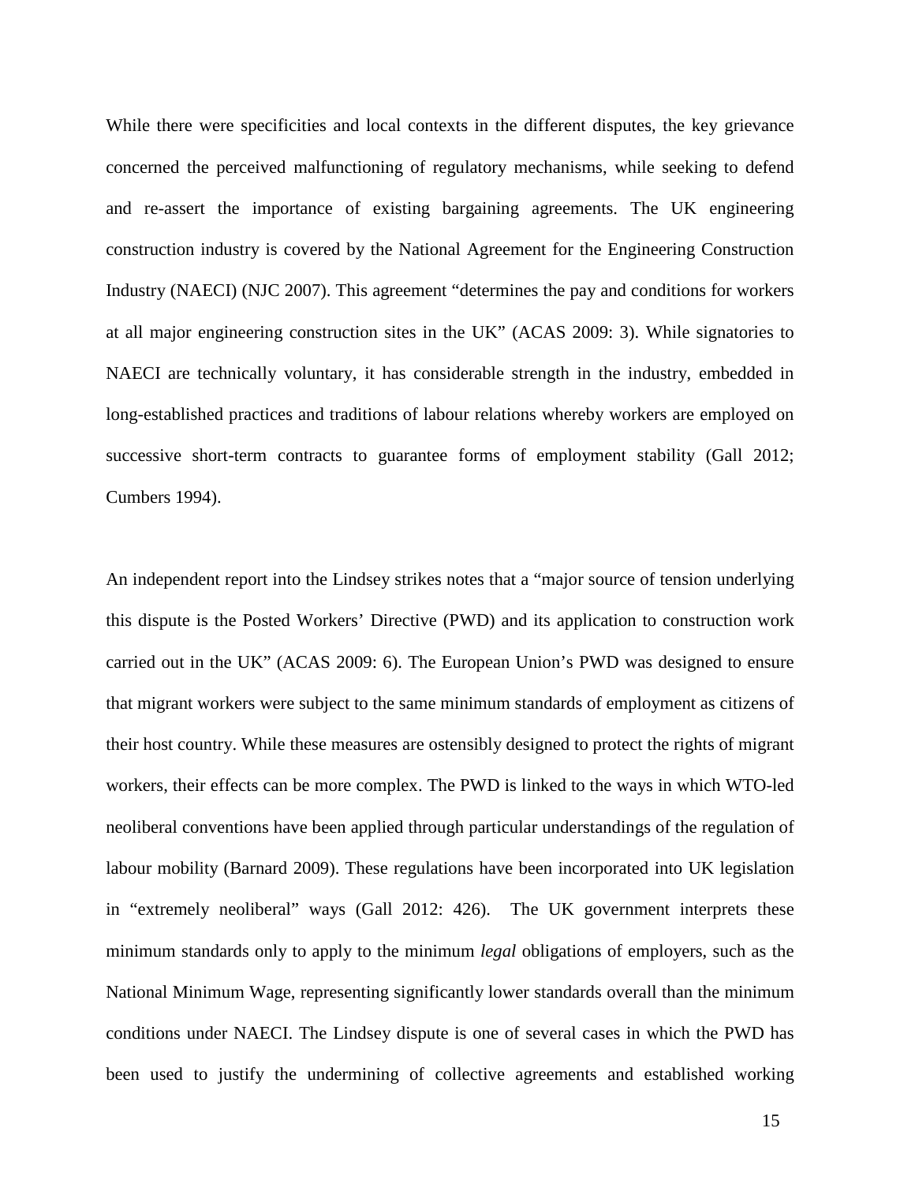While there were specificities and local contexts in the different disputes, the key grievance concerned the perceived malfunctioning of regulatory mechanisms, while seeking to defend and re-assert the importance of existing bargaining agreements. The UK engineering construction industry is covered by the National Agreement for the Engineering Construction Industry (NAECI) (NJC 2007). This agreement "determines the pay and conditions for workers at all major engineering construction sites in the UK" (ACAS 2009: 3). While signatories to NAECI are technically voluntary, it has considerable strength in the industry, embedded in long-established practices and traditions of labour relations whereby workers are employed on successive short-term contracts to guarantee forms of employment stability (Gall 2012; Cumbers 1994).

An independent report into the Lindsey strikes notes that a "major source of tension underlying this dispute is the Posted Workers' Directive (PWD) and its application to construction work carried out in the UK" (ACAS 2009: 6). The European Union's PWD was designed to ensure that migrant workers were subject to the same minimum standards of employment as citizens of their host country. While these measures are ostensibly designed to protect the rights of migrant workers, their effects can be more complex. The PWD is linked to the ways in which WTO-led neoliberal conventions have been applied through particular understandings of the regulation of labour mobility (Barnard 2009). These regulations have been incorporated into UK legislation in "extremely neoliberal" ways (Gall 2012: 426). The UK government interprets these minimum standards only to apply to the minimum *legal* obligations of employers, such as the National Minimum Wage, representing significantly lower standards overall than the minimum conditions under NAECI. The Lindsey dispute is one of several cases in which the PWD has been used to justify the undermining of collective agreements and established working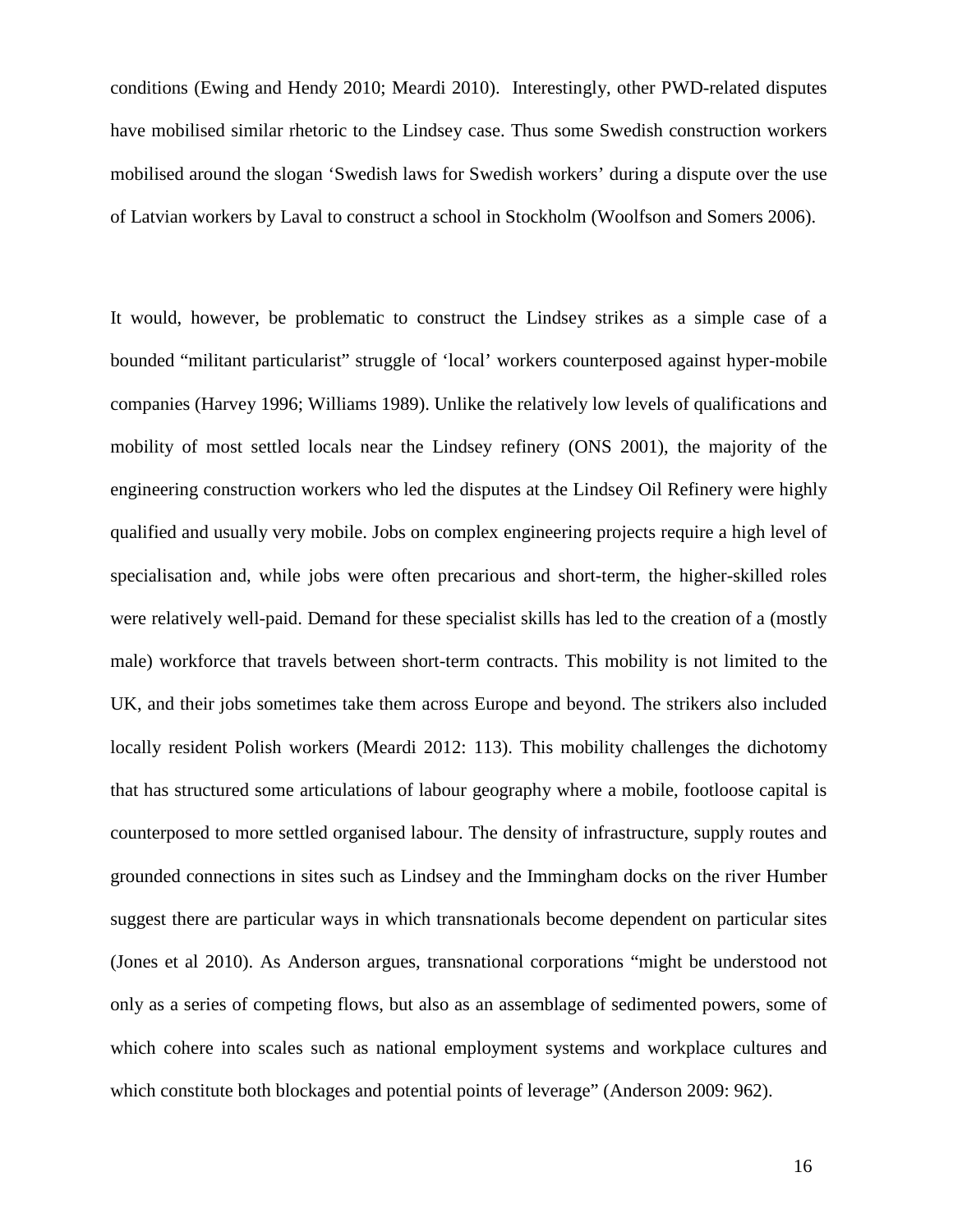conditions (Ewing and Hendy 2010; Meardi 2010). Interestingly, other PWD-related disputes have mobilised similar rhetoric to the Lindsey case. Thus some Swedish construction workers mobilised around the slogan 'Swedish laws for Swedish workers' during a dispute over the use of Latvian workers by Laval to construct a school in Stockholm (Woolfson and Somers 2006).

It would, however, be problematic to construct the Lindsey strikes as a simple case of a bounded "militant particularist" struggle of 'local' workers counterposed against hyper-mobile companies (Harvey 1996; Williams 1989). Unlike the relatively low levels of qualifications and mobility of most settled locals near the Lindsey refinery (ONS 2001), the majority of the engineering construction workers who led the disputes at the Lindsey Oil Refinery were highly qualified and usually very mobile. Jobs on complex engineering projects require a high level of specialisation and, while jobs were often precarious and short-term, the higher-skilled roles were relatively well-paid. Demand for these specialist skills has led to the creation of a (mostly male) workforce that travels between short-term contracts. This mobility is not limited to the UK, and their jobs sometimes take them across Europe and beyond. The strikers also included locally resident Polish workers (Meardi 2012: 113). This mobility challenges the dichotomy that has structured some articulations of labour geography where a mobile, footloose capital is counterposed to more settled organised labour. The density of infrastructure, supply routes and grounded connections in sites such as Lindsey and the Immingham docks on the river Humber suggest there are particular ways in which transnationals become dependent on particular sites (Jones et al 2010). As Anderson argues, transnational corporations "might be understood not only as a series of competing flows, but also as an assemblage of sedimented powers, some of which cohere into scales such as national employment systems and workplace cultures and which constitute both blockages and potential points of leverage" (Anderson 2009: 962).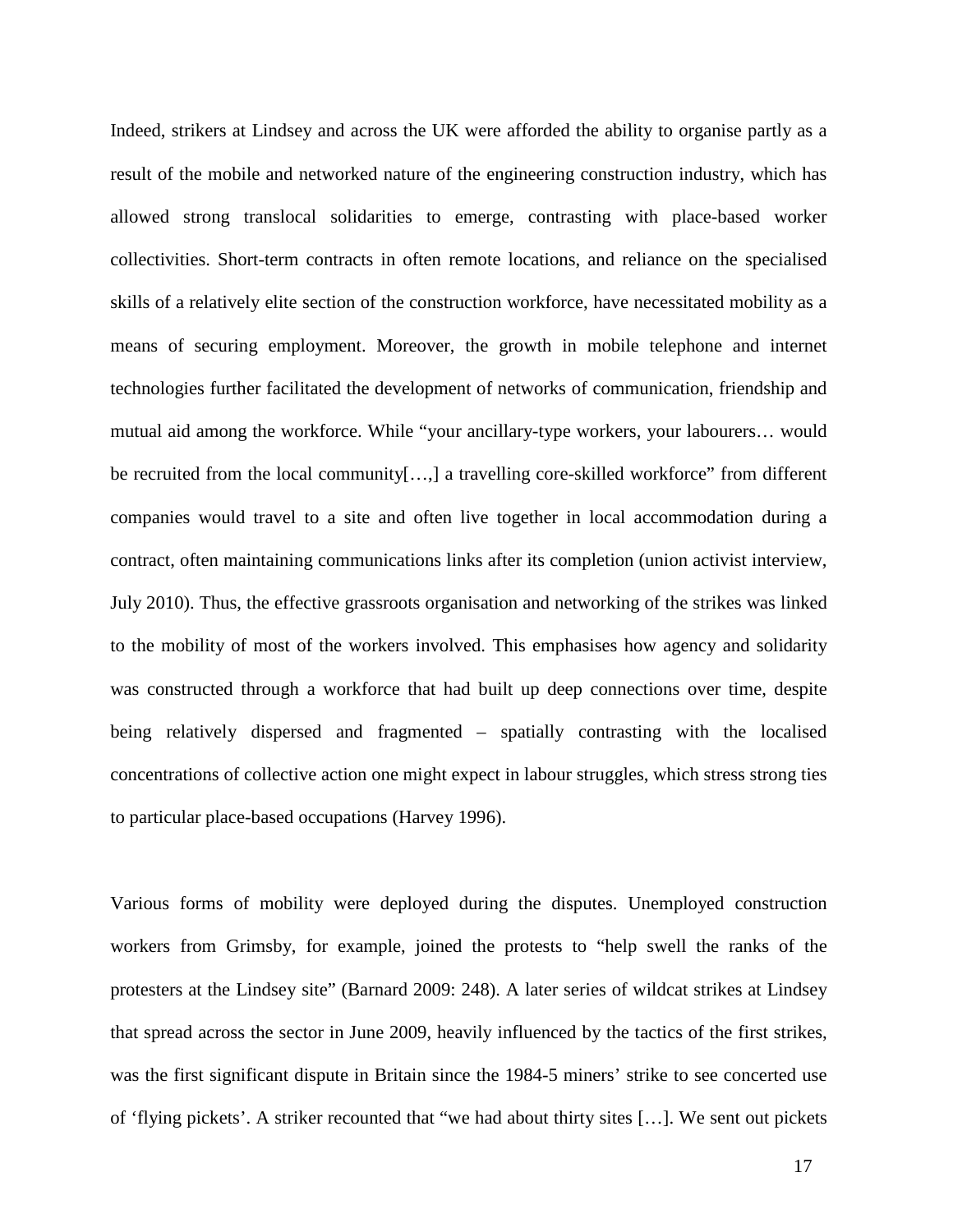Indeed, strikers at Lindsey and across the UK were afforded the ability to organise partly as a result of the mobile and networked nature of the engineering construction industry, which has allowed strong translocal solidarities to emerge, contrasting with place-based worker collectivities. Short-term contracts in often remote locations, and reliance on the specialised skills of a relatively elite section of the construction workforce, have necessitated mobility as a means of securing employment. Moreover, the growth in mobile telephone and internet technologies further facilitated the development of networks of communication, friendship and mutual aid among the workforce. While "your ancillary-type workers, your labourers… would be recruited from the local community[…,] a travelling core-skilled workforce" from different companies would travel to a site and often live together in local accommodation during a contract, often maintaining communications links after its completion (union activist interview, July 2010). Thus, the effective grassroots organisation and networking of the strikes was linked to the mobility of most of the workers involved. This emphasises how agency and solidarity was constructed through a workforce that had built up deep connections over time, despite being relatively dispersed and fragmented – spatially contrasting with the localised concentrations of collective action one might expect in labour struggles, which stress strong ties to particular place-based occupations (Harvey 1996).

Various forms of mobility were deployed during the disputes. Unemployed construction workers from Grimsby, for example, joined the protests to "help swell the ranks of the protesters at the Lindsey site" (Barnard 2009: 248). A later series of wildcat strikes at Lindsey that spread across the sector in June 2009, heavily influenced by the tactics of the first strikes, was the first significant dispute in Britain since the 1984-5 miners' strike to see concerted use of 'flying pickets'. A striker recounted that "we had about thirty sites […]. We sent out pickets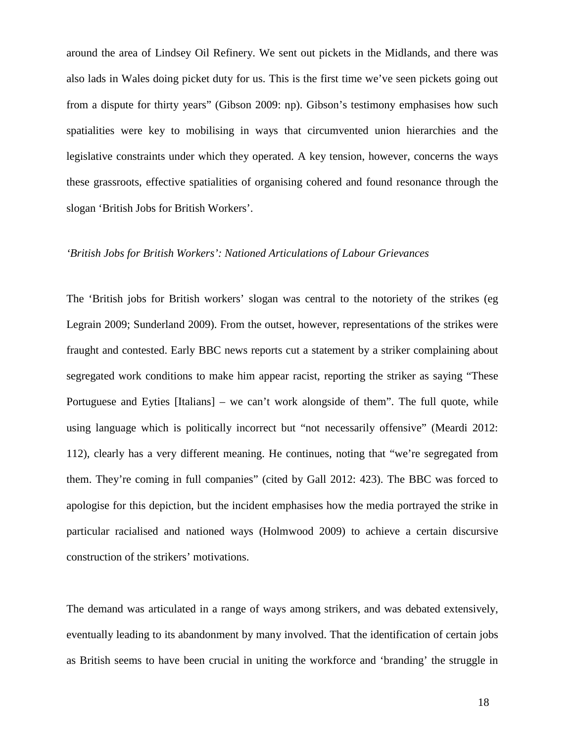around the area of Lindsey Oil Refinery. We sent out pickets in the Midlands, and there was also lads in Wales doing picket duty for us. This is the first time we've seen pickets going out from a dispute for thirty years" (Gibson 2009: np). Gibson's testimony emphasises how such spatialities were key to mobilising in ways that circumvented union hierarchies and the legislative constraints under which they operated. A key tension, however, concerns the ways these grassroots, effective spatialities of organising cohered and found resonance through the slogan 'British Jobs for British Workers'.

### *'British Jobs for British Workers': Nationed Articulations of Labour Grievances*

The 'British jobs for British workers' slogan was central to the notoriety of the strikes (eg Legrain 2009; Sunderland 2009). From the outset, however, representations of the strikes were fraught and contested. Early BBC news reports cut a statement by a striker complaining about segregated work conditions to make him appear racist, reporting the striker as saying "These Portuguese and Eyties [Italians] – we can't work alongside of them". The full quote, while using language which is politically incorrect but "not necessarily offensive" (Meardi 2012: 112), clearly has a very different meaning. He continues, noting that "we're segregated from them. They're coming in full companies" (cited by Gall 2012: 423). The BBC was forced to apologise for this depiction, but the incident emphasises how the media portrayed the strike in particular racialised and nationed ways (Holmwood 2009) to achieve a certain discursive construction of the strikers' motivations.

The demand was articulated in a range of ways among strikers, and was debated extensively, eventually leading to its abandonment by many involved. That the identification of certain jobs as British seems to have been crucial in uniting the workforce and 'branding' the struggle in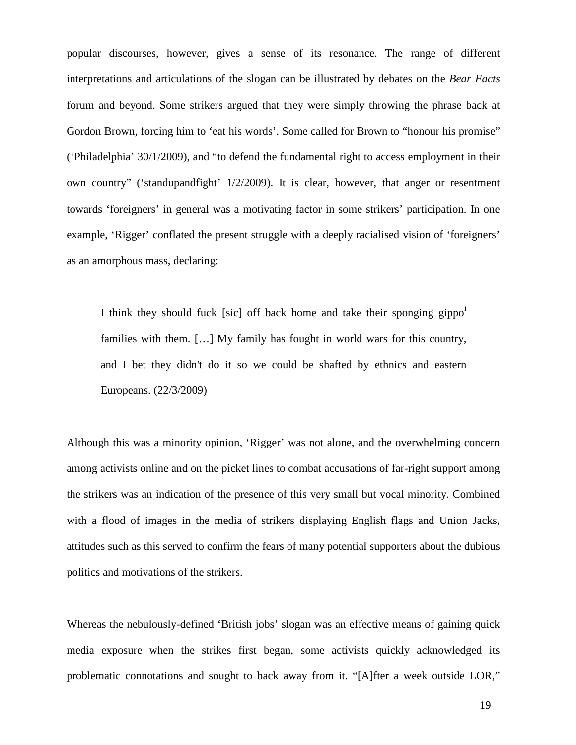popular discourses, however, gives a sense of its resonance. The range of different interpretations and articulations of the slogan can be illustrated by debates on the *Bear Facts* forum and beyond. Some strikers argued that they were simply throwing the phrase back at Gordon Brown, forcing him to 'eat his words'. Some called for Brown to "honour his promise" ('Philadelphia' 30/1/2009), and "to defend the fundamental right to access employment in their own country" ('standupandfight' 1/2/2009). It is clear, however, that anger or resentment towards 'foreigners' in general was a motivating factor in some strikers' participation. In one example, 'Rigger' conflated the present struggle with a deeply racialised vision of 'foreigners' as an amorphous mass, declaring:

> I think they should fuck [sic] off back home and take their sponging gippo[i] families with them. […] My family has fought in world wars for this country, and I bet they didn't do it so we could be shafted by ethnics and eastern Europeans. (22/3/2009)

Although this was a minority opinion, 'Rigger' was not alone, and the overwhelming concern among activists online and on the picket lines to combat accusations of far-right support among the strikers was an indication of the presence of this very small but vocal minority. Combined with a flood of images in the media of strikers displaying English flags and Union Jacks, attitudes such as this served to confirm the fears of many potential supporters about the dubious politics and motivations of the strikers.

Whereas the nebulously-defined 'British jobs' slogan was an effective means of gaining quick media exposure when the strikes first began, some activists quickly acknowledged its problematic connotations and sought to back away from it. "[A]fter a week outside LOR,"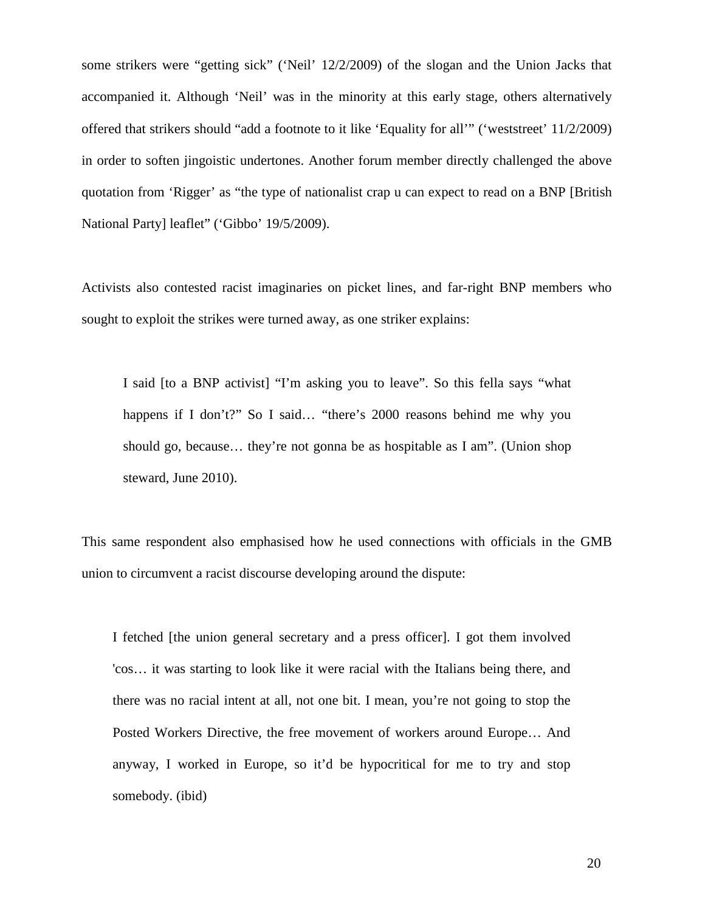some strikers were "getting sick" ('Neil' 12/2/2009) of the slogan and the Union Jacks that accompanied it. Although 'Neil' was in the minority at this early stage, others alternatively offered that strikers should "add a footnote to it like 'Equality for all'" ('weststreet' 11/2/2009) in order to soften jingoistic undertones. Another forum member directly challenged the above quotation from 'Rigger' as "the type of nationalist crap u can expect to read on a BNP [British National Party] leaflet" ('Gibbo' 19/5/2009).

Activists also contested racist imaginaries on picket lines, and far-right BNP members who sought to exploit the strikes were turned away, as one striker explains:

> I said [to a BNP activist] "I'm asking you to leave". So this fella says "what happens if I don't?" So I said… "there's 2000 reasons behind me why you should go, because… they're not gonna be as hospitable as I am". (Union shop steward, June 2010).

This same respondent also emphasised how he used connections with officials in the GMB union to circumvent a racist discourse developing around the dispute:

> I fetched [the union general secretary and a press officer]. I got them involved 'cos… it was starting to look like it were racial with the Italians being there, and there was no racial intent at all, not one bit. I mean, you're not going to stop the Posted Workers Directive, the free movement of workers around Europe… And anyway, I worked in Europe, so it'd be hypocritical for me to try and stop somebody. (ibid)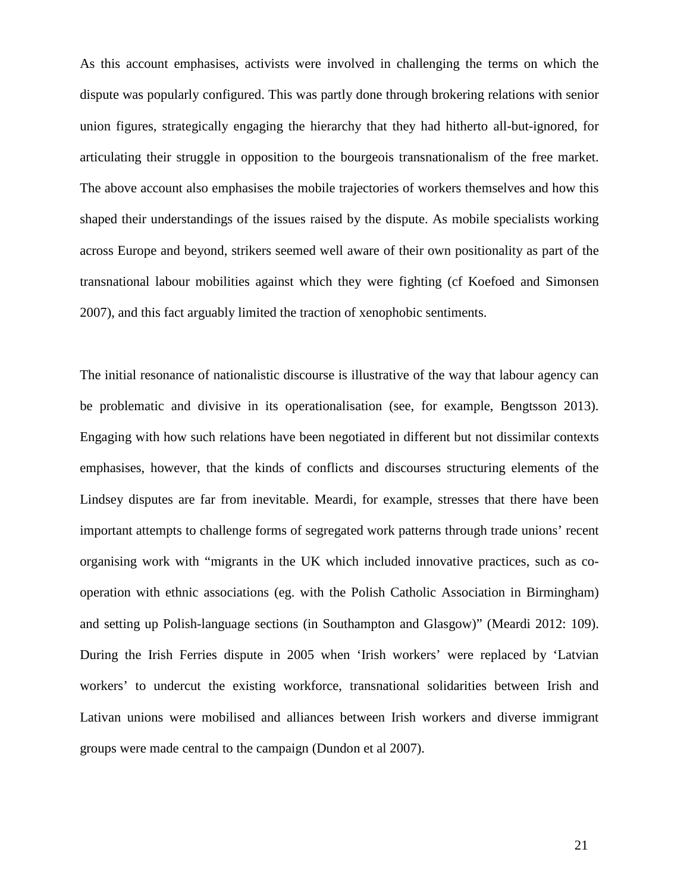As this account emphasises, activists were involved in challenging the terms on which the dispute was popularly configured. This was partly done through brokering relations with senior union figures, strategically engaging the hierarchy that they had hitherto all-but-ignored, for articulating their struggle in opposition to the bourgeois transnationalism of the free market. The above account also emphasises the mobile trajectories of workers themselves and how this shaped their understandings of the issues raised by the dispute. As mobile specialists working across Europe and beyond, strikers seemed well aware of their own positionality as part of the transnational labour mobilities against which they were fighting (cf Koefoed and Simonsen 2007), and this fact arguably limited the traction of xenophobic sentiments.

The initial resonance of nationalistic discourse is illustrative of the way that labour agency can be problematic and divisive in its operationalisation (see, for example, Bengtsson 2013). Engaging with how such relations have been negotiated in different but not dissimilar contexts emphasises, however, that the kinds of conflicts and discourses structuring elements of the Lindsey disputes are far from inevitable. Meardi, for example, stresses that there have been important attempts to challenge forms of segregated work patterns through trade unions' recent organising work with "migrants in the UK which included innovative practices, such as co-operation with ethnic associations (eg. with the Polish Catholic Association in Birmingham) and setting up Polish-language sections (in Southampton and Glasgow)" (Meardi 2012: 109). During the Irish Ferries dispute in 2005 when 'Irish workers' were replaced by 'Latvian workers' to undercut the existing workforce, transnational solidarities between Irish and Lativan unions were mobilised and alliances between Irish workers and diverse immigrant groups were made central to the campaign (Dundon et al 2007).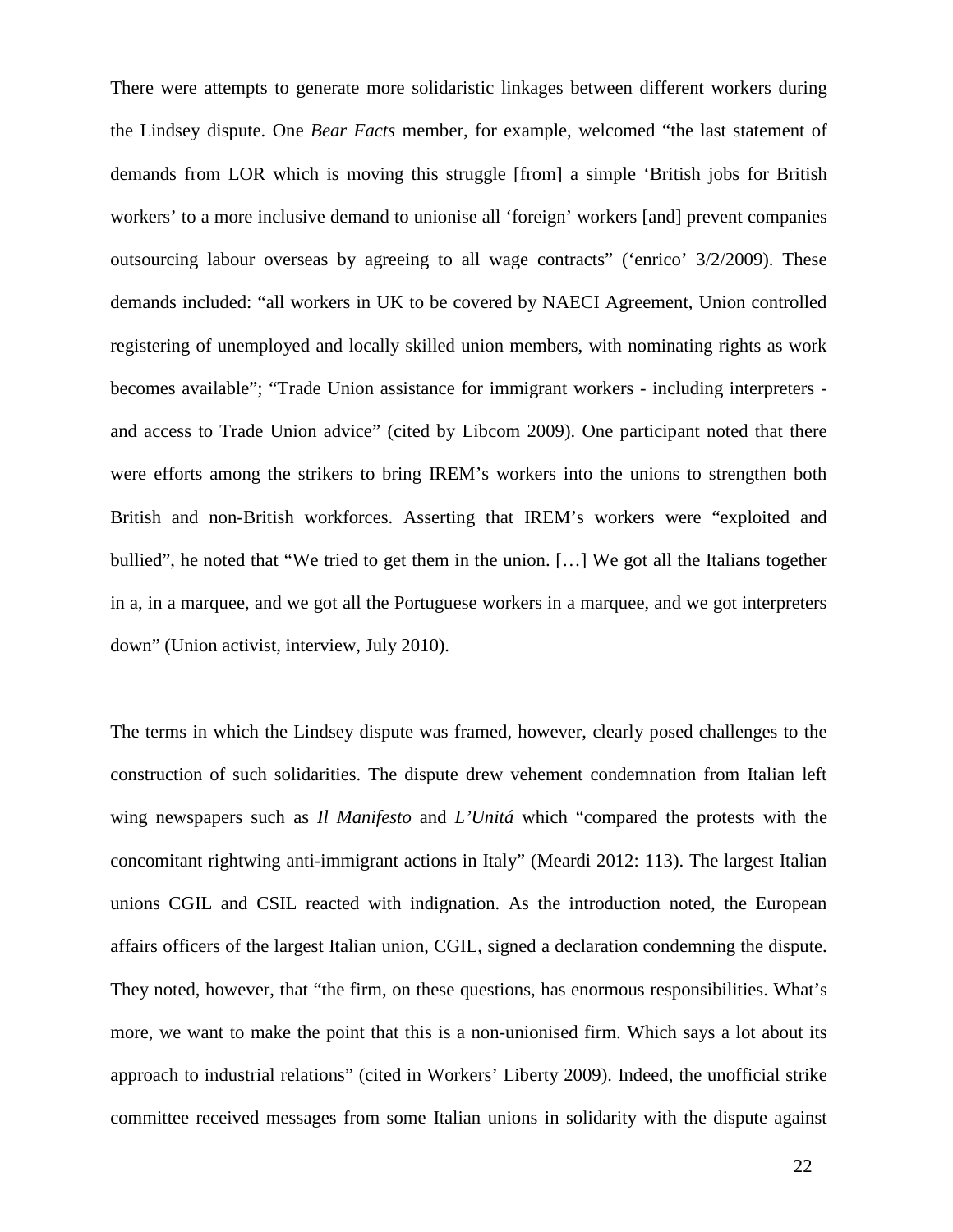There were attempts to generate more solidaristic linkages between different workers during the Lindsey dispute. One *Bear Facts* member, for example, welcomed "the last statement of demands from LOR which is moving this struggle [from] a simple 'British jobs for British workers' to a more inclusive demand to unionise all 'foreign' workers [and] prevent companies outsourcing labour overseas by agreeing to all wage contracts" ('enrico' 3/2/2009). These demands included: "all workers in UK to be covered by NAECI Agreement, Union controlled registering of unemployed and locally skilled union members, with nominating rights as work becomes available"; "Trade Union assistance for immigrant workers - including interpreters - and access to Trade Union advice" (cited by Libcom 2009). One participant noted that there were efforts among the strikers to bring IREM's workers into the unions to strengthen both British and non-British workforces. Asserting that IREM's workers were "exploited and bullied", he noted that "We tried to get them in the union. […] We got all the Italians together in a, in a marquee, and we got all the Portuguese workers in a marquee, and we got interpreters down" (Union activist, interview, July 2010).

The terms in which the Lindsey dispute was framed, however, clearly posed challenges to the construction of such solidarities. The dispute drew vehement condemnation from Italian left wing newspapers such as *Il Manifesto* and *L'Unitá* which "compared the protests with the concomitant rightwing anti-immigrant actions in Italy" (Meardi 2012: 113). The largest Italian unions CGIL and CSIL reacted with indignation. As the introduction noted, the European affairs officers of the largest Italian union, CGIL, signed a declaration condemning the dispute. They noted, however, that "the firm, on these questions, has enormous responsibilities. What's more, we want to make the point that this is a non-unionised firm. Which says a lot about its approach to industrial relations" (cited in Workers' Liberty 2009). Indeed, the unofficial strike committee received messages from some Italian unions in solidarity with the dispute against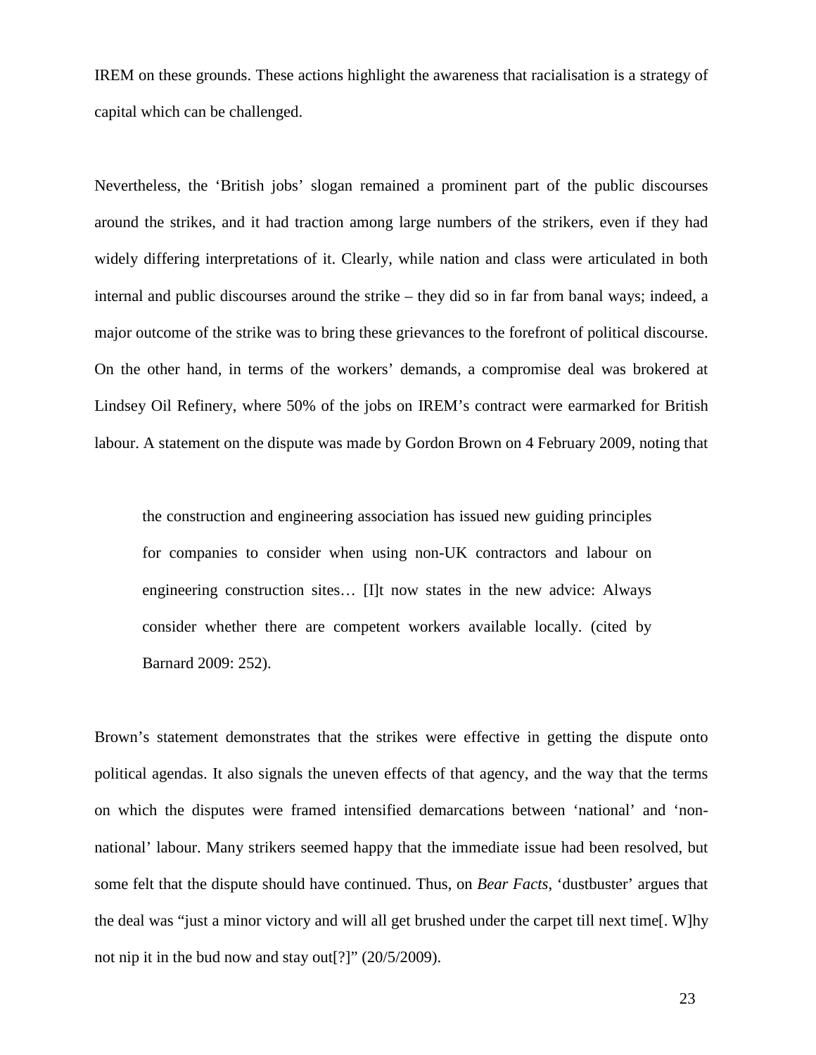IREM on these grounds. These actions highlight the awareness that racialisation is a strategy of capital which can be challenged.

Nevertheless, the 'British jobs' slogan remained a prominent part of the public discourses around the strikes, and it had traction among large numbers of the strikers, even if they had widely differing interpretations of it. Clearly, while nation and class were articulated in both internal and public discourses around the strike – they did so in far from banal ways; indeed, a major outcome of the strike was to bring these grievances to the forefront of political discourse. On the other hand, in terms of the workers' demands, a compromise deal was brokered at Lindsey Oil Refinery, where 50% of the jobs on IREM's contract were earmarked for British labour. A statement on the dispute was made by Gordon Brown on 4 February 2009, noting that

> the construction and engineering association has issued new guiding principles for companies to consider when using non-UK contractors and labour on engineering construction sites… [I]t now states in the new advice: Always consider whether there are competent workers available locally. (cited by Barnard 2009: 252).

Brown's statement demonstrates that the strikes were effective in getting the dispute onto political agendas. It also signals the uneven effects of that agency, and the way that the terms on which the disputes were framed intensified demarcations between 'national' and 'non-national' labour. Many strikers seemed happy that the immediate issue had been resolved, but some felt that the dispute should have continued. Thus, on *Bear Facts*, 'dustbuster' argues that the deal was "just a minor victory and will all get brushed under the carpet till next time[. W]hy not nip it in the bud now and stay out[?]" (20/5/2009).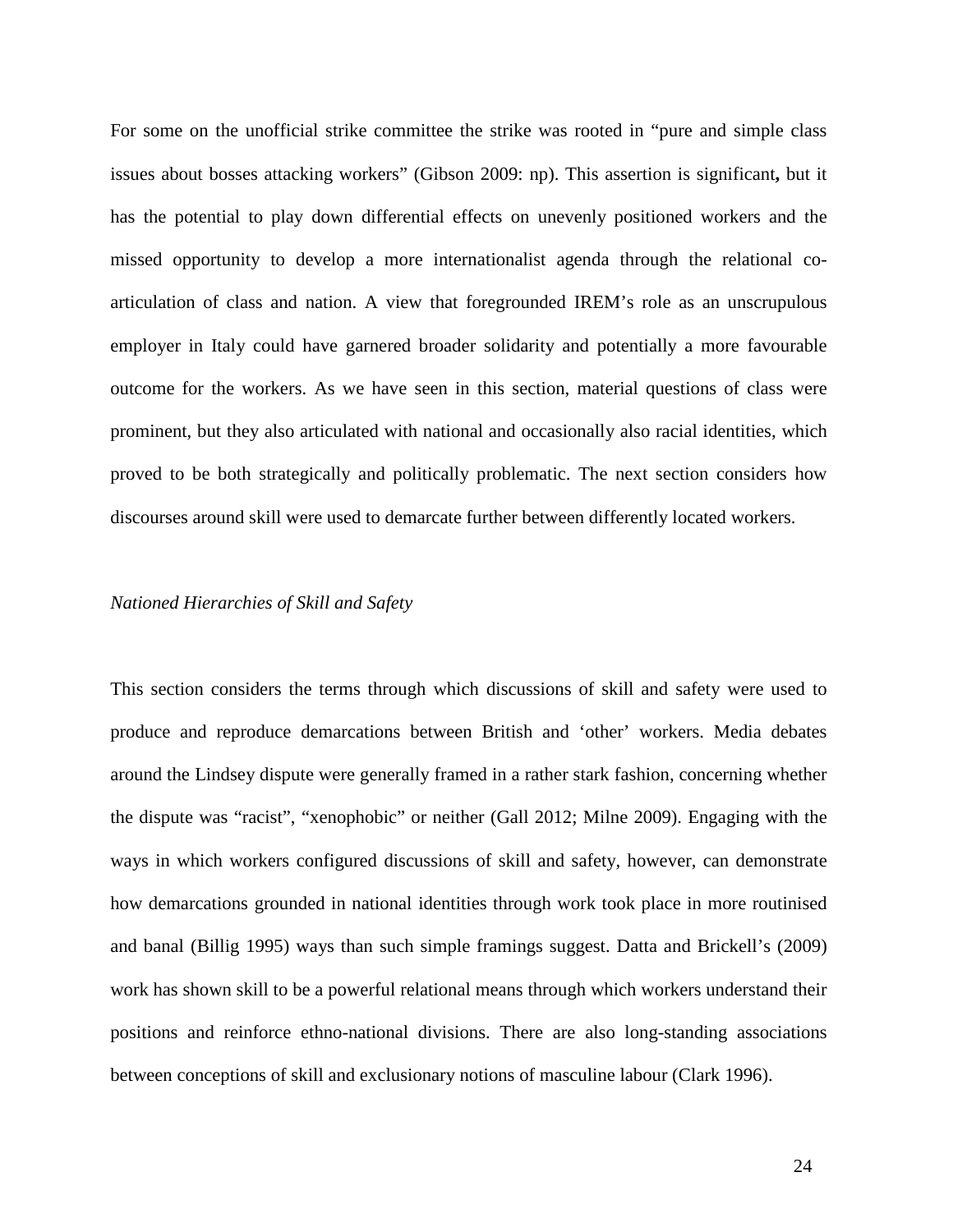For some on the unofficial strike committee the strike was rooted in “pure and simple class issues about bosses attacking workers” (Gibson 2009: np). This assertion is significant**,** but it has the potential to play down differential effects on unevenly positioned workers and the missed opportunity to develop a more internationalist agenda through the relational co-articulation of class and nation. A view that foregrounded IREM’s role as an unscrupulous employer in Italy could have garnered broader solidarity and potentially a more favourable outcome for the workers. As we have seen in this section, material questions of class were prominent, but they also articulated with national and occasionally also racial identities, which proved to be both strategically and politically problematic. The next section considers how discourses around skill were used to demarcate further between differently located workers.

### *Nationed Hierarchies of Skill and Safety*

This section considers the terms through which discussions of skill and safety were used to produce and reproduce demarcations between British and ‘other’ workers. Media debates around the Lindsey dispute were generally framed in a rather stark fashion, concerning whether the dispute was “racist”, “xenophobic” or neither (Gall 2012; Milne 2009). Engaging with the ways in which workers configured discussions of skill and safety, however, can demonstrate how demarcations grounded in national identities through work took place in more routinised and banal (Billig 1995) ways than such simple framings suggest. Datta and Brickell’s (2009) work has shown skill to be a powerful relational means through which workers understand their positions and reinforce ethno-national divisions. There are also long-standing associations between conceptions of skill and exclusionary notions of masculine labour (Clark 1996).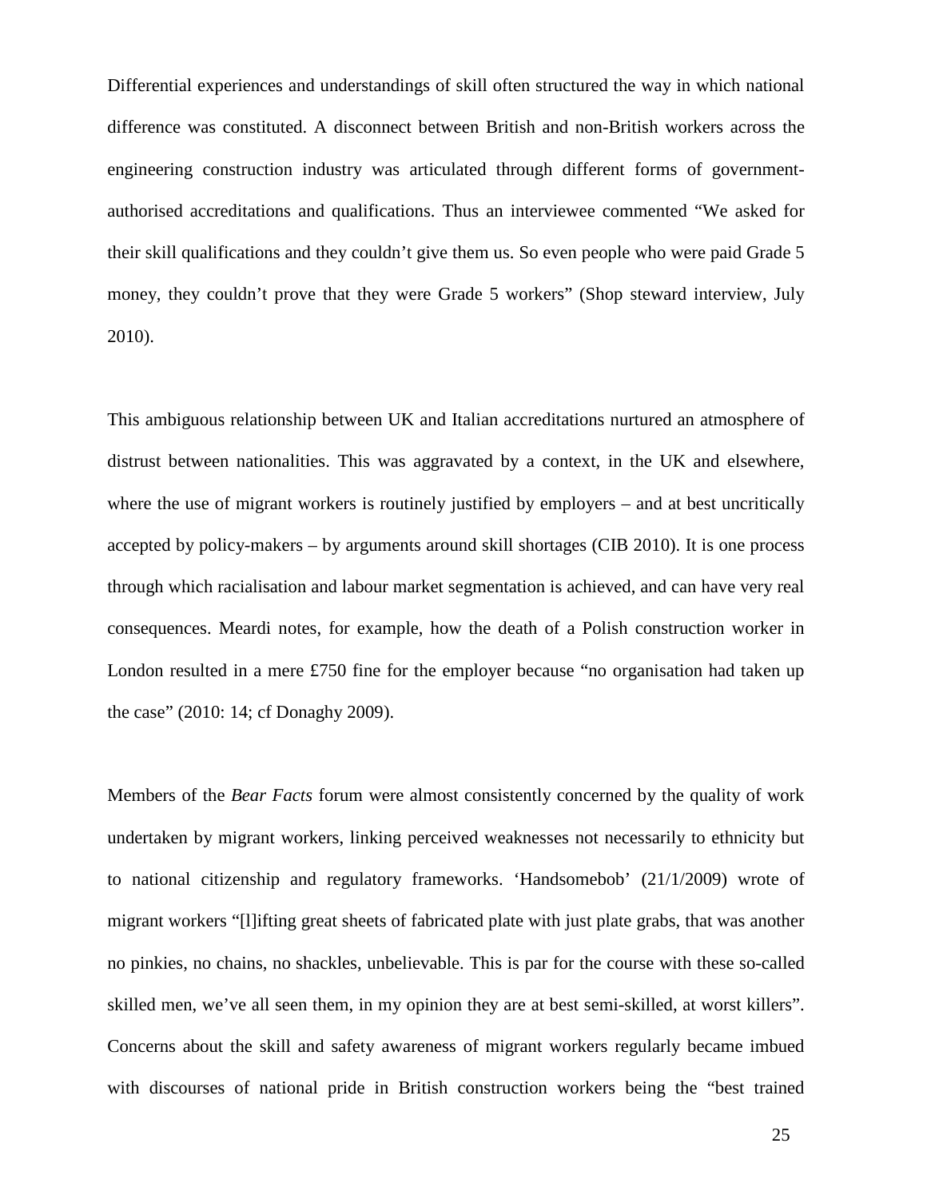Differential experiences and understandings of skill often structured the way in which national difference was constituted. A disconnect between British and non-British workers across the engineering construction industry was articulated through different forms of government-authorised accreditations and qualifications. Thus an interviewee commented "We asked for their skill qualifications and they couldn't give them us. So even people who were paid Grade 5 money, they couldn't prove that they were Grade 5 workers" (Shop steward interview, July 2010).

This ambiguous relationship between UK and Italian accreditations nurtured an atmosphere of distrust between nationalities. This was aggravated by a context, in the UK and elsewhere, where the use of migrant workers is routinely justified by employers – and at best uncritically accepted by policy-makers – by arguments around skill shortages (CIB 2010). It is one process through which racialisation and labour market segmentation is achieved, and can have very real consequences. Meardi notes, for example, how the death of a Polish construction worker in London resulted in a mere £750 fine for the employer because "no organisation had taken up the case" (2010: 14; cf Donaghy 2009).

Members of the *Bear Facts* forum were almost consistently concerned by the quality of work undertaken by migrant workers, linking perceived weaknesses not necessarily to ethnicity but to national citizenship and regulatory frameworks. 'Handsomebob' (21/1/2009) wrote of migrant workers "[l]ifting great sheets of fabricated plate with just plate grabs, that was another no pinkies, no chains, no shackles, unbelievable. This is par for the course with these so-called skilled men, we've all seen them, in my opinion they are at best semi-skilled, at worst killers". Concerns about the skill and safety awareness of migrant workers regularly became imbued with discourses of national pride in British construction workers being the "best trained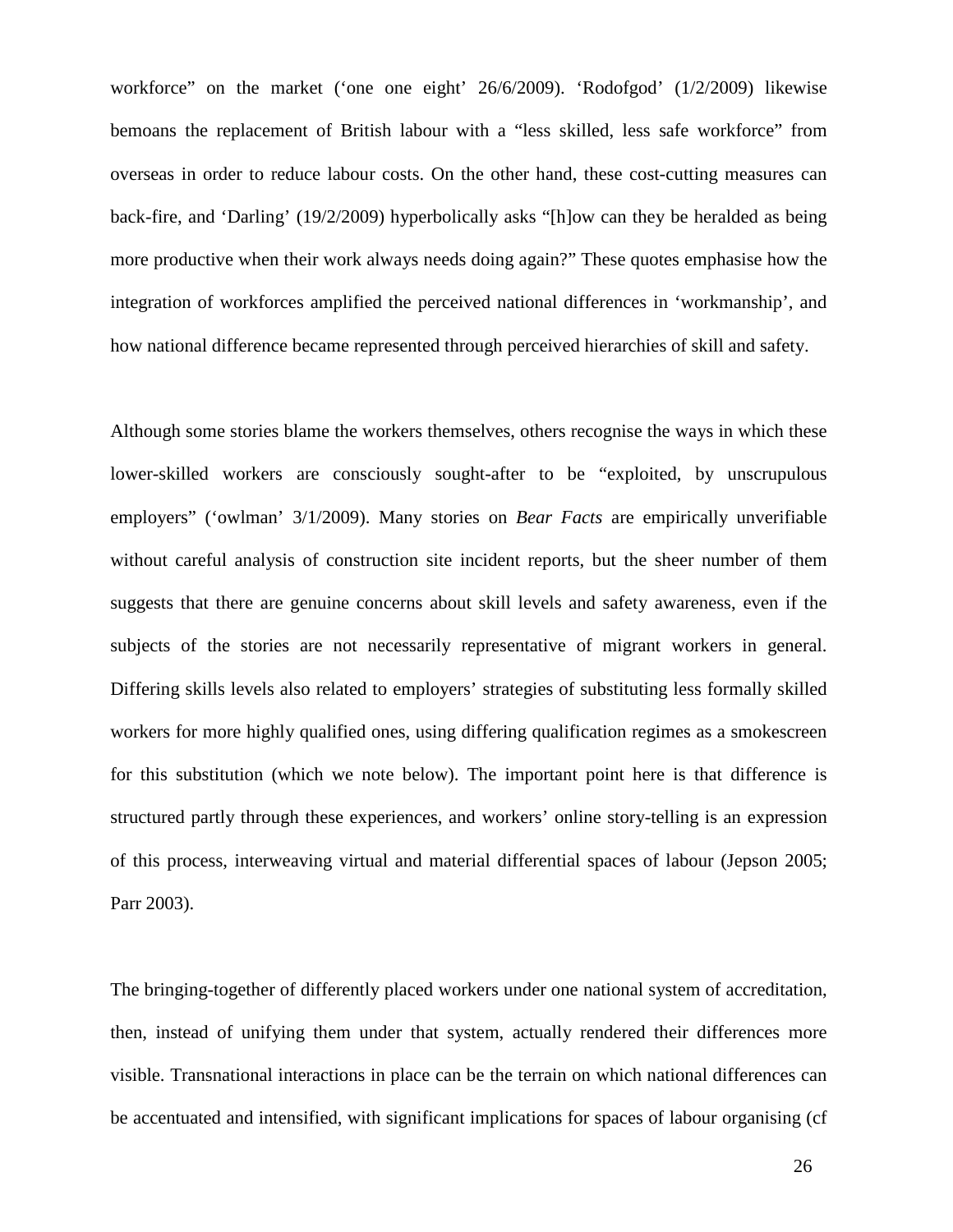workforce" on the market ('one one eight' 26/6/2009). 'Rodofgod' (1/2/2009) likewise bemoans the replacement of British labour with a "less skilled, less safe workforce" from overseas in order to reduce labour costs. On the other hand, these cost-cutting measures can back-fire, and 'Darling' (19/2/2009) hyperbolically asks "[h]ow can they be heralded as being more productive when their work always needs doing again?" These quotes emphasise how the integration of workforces amplified the perceived national differences in 'workmanship', and how national difference became represented through perceived hierarchies of skill and safety.

Although some stories blame the workers themselves, others recognise the ways in which these lower-skilled workers are consciously sought-after to be "exploited, by unscrupulous employers" ('owlman' 3/1/2009). Many stories on *Bear Facts* are empirically unverifiable without careful analysis of construction site incident reports, but the sheer number of them suggests that there are genuine concerns about skill levels and safety awareness, even if the subjects of the stories are not necessarily representative of migrant workers in general. Differing skills levels also related to employers' strategies of substituting less formally skilled workers for more highly qualified ones, using differing qualification regimes as a smokescreen for this substitution (which we note below). The important point here is that difference is structured partly through these experiences, and workers' online story-telling is an expression of this process, interweaving virtual and material differential spaces of labour (Jepson 2005; Parr 2003).

The bringing-together of differently placed workers under one national system of accreditation, then, instead of unifying them under that system, actually rendered their differences more visible. Transnational interactions in place can be the terrain on which national differences can be accentuated and intensified, with significant implications for spaces of labour organising (cf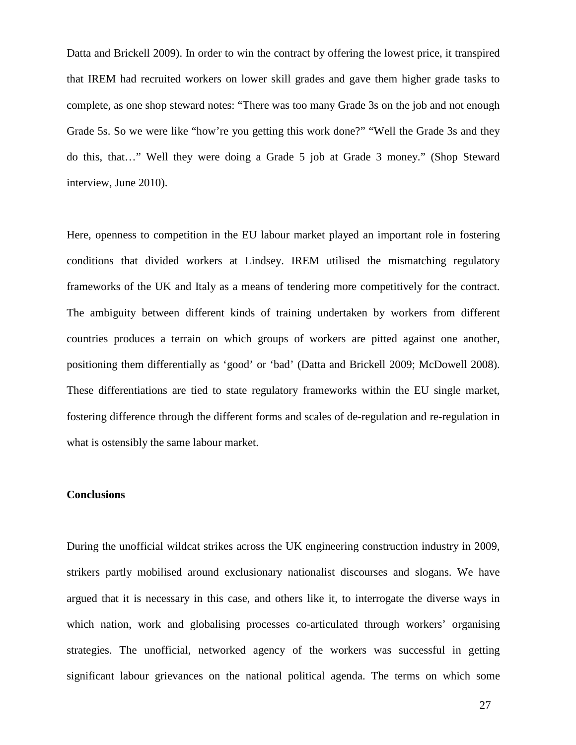Datta and Brickell 2009). In order to win the contract by offering the lowest price, it transpired that IREM had recruited workers on lower skill grades and gave them higher grade tasks to complete, as one shop steward notes: “There was too many Grade 3s on the job and not enough Grade 5s. So we were like “how’re you getting this work done?” “Well the Grade 3s and they do this, that…” Well they were doing a Grade 5 job at Grade 3 money.” (Shop Steward interview, June 2010).

Here, openness to competition in the EU labour market played an important role in fostering conditions that divided workers at Lindsey. IREM utilised the mismatching regulatory frameworks of the UK and Italy as a means of tendering more competitively for the contract. The ambiguity between different kinds of training undertaken by workers from different countries produces a terrain on which groups of workers are pitted against one another, positioning them differentially as ‘good’ or ‘bad’ (Datta and Brickell 2009; McDowell 2008). These differentiations are tied to state regulatory frameworks within the EU single market, fostering difference through the different forms and scales of de-regulation and re-regulation in what is ostensibly the same labour market.

## Conclusions

During the unofficial wildcat strikes across the UK engineering construction industry in 2009, strikers partly mobilised around exclusionary nationalist discourses and slogans. We have argued that it is necessary in this case, and others like it, to interrogate the diverse ways in which nation, work and globalising processes co-articulated through workers’ organising strategies. The unofficial, networked agency of the workers was successful in getting significant labour grievances on the national political agenda. The terms on which some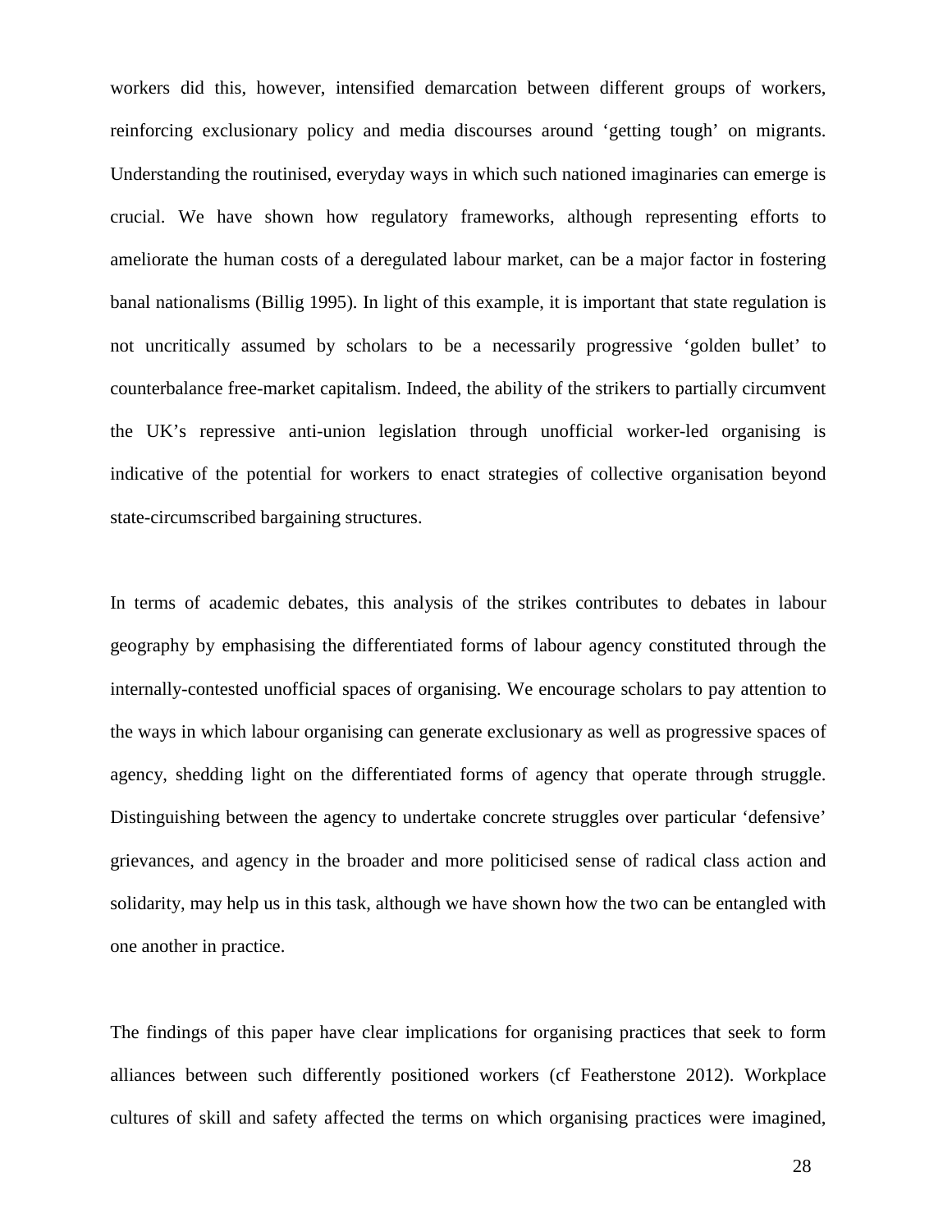workers did this, however, intensified demarcation between different groups of workers, reinforcing exclusionary policy and media discourses around 'getting tough' on migrants. Understanding the routinised, everyday ways in which such nationed imaginaries can emerge is crucial. We have shown how regulatory frameworks, although representing efforts to ameliorate the human costs of a deregulated labour market, can be a major factor in fostering banal nationalisms (Billig 1995). In light of this example, it is important that state regulation is not uncritically assumed by scholars to be a necessarily progressive 'golden bullet' to counterbalance free-market capitalism. Indeed, the ability of the strikers to partially circumvent the UK's repressive anti-union legislation through unofficial worker-led organising is indicative of the potential for workers to enact strategies of collective organisation beyond state-circumscribed bargaining structures.

In terms of academic debates, this analysis of the strikes contributes to debates in labour geography by emphasising the differentiated forms of labour agency constituted through the internally-contested unofficial spaces of organising. We encourage scholars to pay attention to the ways in which labour organising can generate exclusionary as well as progressive spaces of agency, shedding light on the differentiated forms of agency that operate through struggle. Distinguishing between the agency to undertake concrete struggles over particular 'defensive' grievances, and agency in the broader and more politicised sense of radical class action and solidarity, may help us in this task, although we have shown how the two can be entangled with one another in practice.

The findings of this paper have clear implications for organising practices that seek to form alliances between such differently positioned workers (cf Featherstone 2012). Workplace cultures of skill and safety affected the terms on which organising practices were imagined,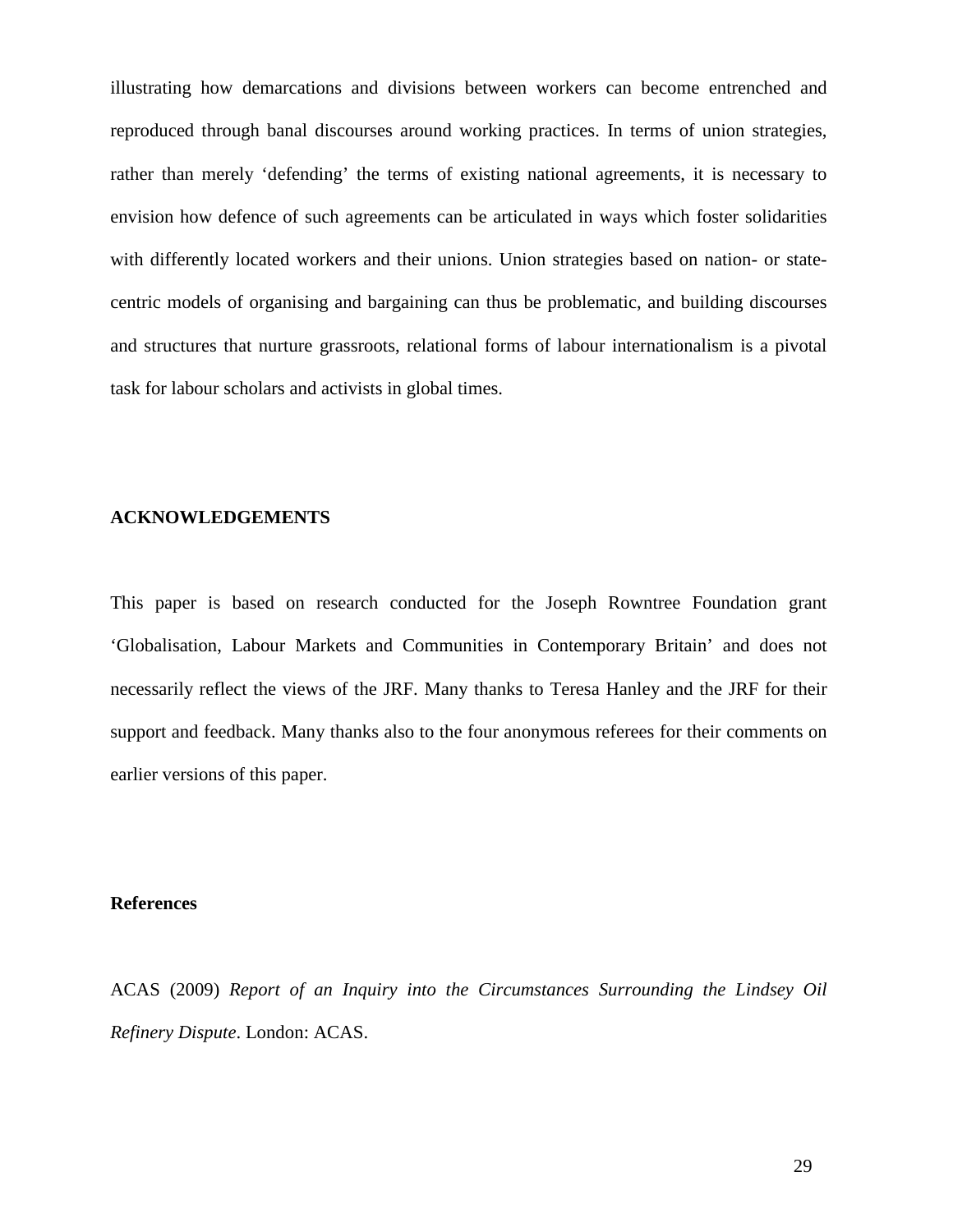illustrating how demarcations and divisions between workers can become entrenched and reproduced through banal discourses around working practices. In terms of union strategies, rather than merely 'defending' the terms of existing national agreements, it is necessary to envision how defence of such agreements can be articulated in ways which foster solidarities with differently located workers and their unions. Union strategies based on nation- or state-centric models of organising and bargaining can thus be problematic, and building discourses and structures that nurture grassroots, relational forms of labour internationalism is a pivotal task for labour scholars and activists in global times.

## ACKNOWLEDGEMENTS

This paper is based on research conducted for the Joseph Rowntree Foundation grant 'Globalisation, Labour Markets and Communities in Contemporary Britain' and does not necessarily reflect the views of the JRF. Many thanks to Teresa Hanley and the JRF for their support and feedback. Many thanks also to the four anonymous referees for their comments on earlier versions of this paper.

## References

ACAS (2009) *Report of an Inquiry into the Circumstances Surrounding the Lindsey Oil Refinery Dispute*. London: ACAS.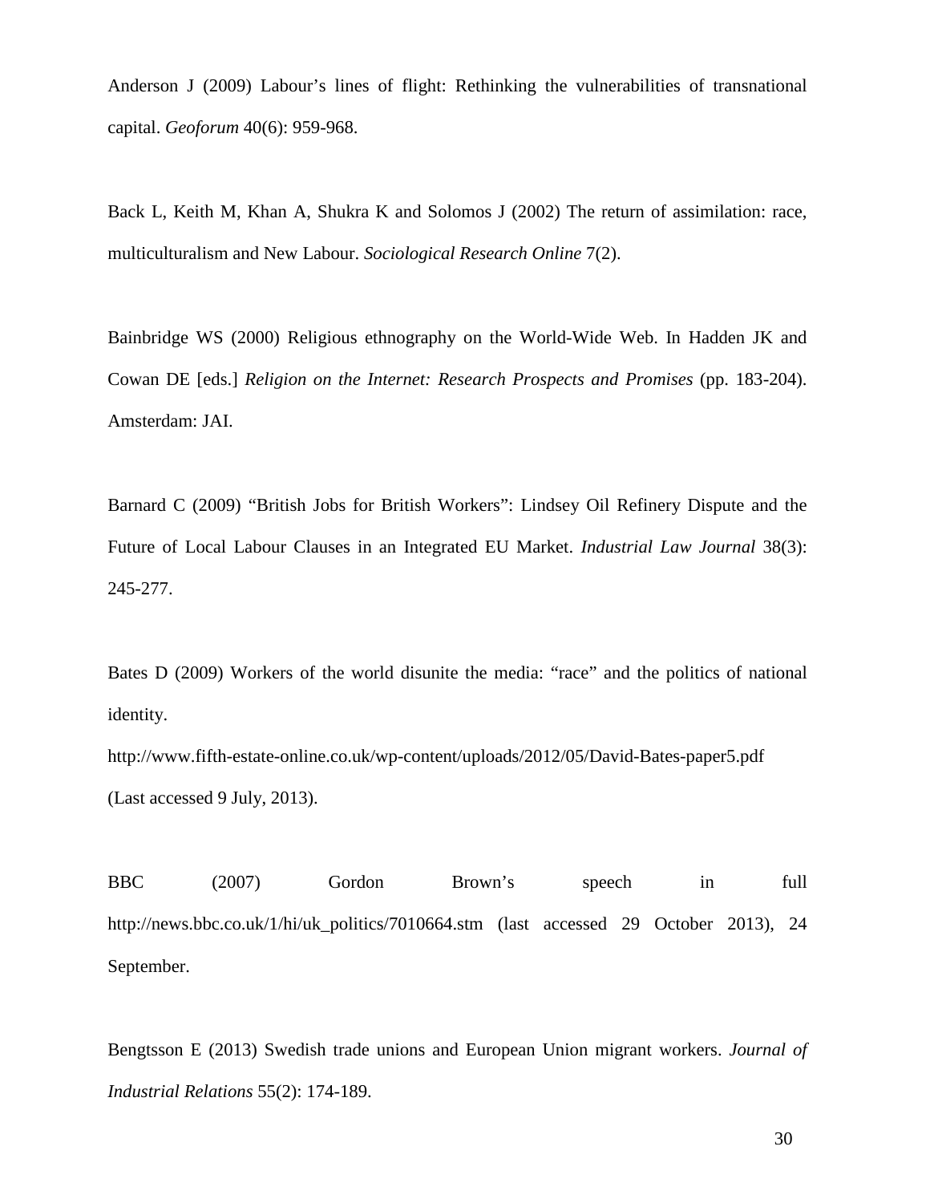Anderson J (2009) Labour's lines of flight: Rethinking the vulnerabilities of transnational capital. *Geoforum* 40(6): 959-968.

Back L, Keith M, Khan A, Shukra K and Solomos J (2002) The return of assimilation: race, multiculturalism and New Labour. *Sociological Research Online* 7(2).

Bainbridge WS (2000) Religious ethnography on the World-Wide Web. In Hadden JK and Cowan DE [eds.] *Religion on the Internet: Research Prospects and Promises* (pp. 183-204). Amsterdam: JAI.

Barnard C (2009) "British Jobs for British Workers": Lindsey Oil Refinery Dispute and the Future of Local Labour Clauses in an Integrated EU Market. *Industrial Law Journal* 38(3): 245-277.

Bates D (2009) Workers of the world disunite the media: "race" and the politics of national identity.
http://www.fifth-estate-online.co.uk/wp-content/uploads/2012/05/David-Bates-paper5.pdf (Last accessed 9 July, 2013).

BBC (2007) Gordon Brown's speech in full http://news.bbc.co.uk/1/hi/uk_politics/7010664.stm (last accessed 29 October 2013), 24 September.

Bengtsson E (2013) Swedish trade unions and European Union migrant workers. *Journal of Industrial Relations* 55(2): 174-189.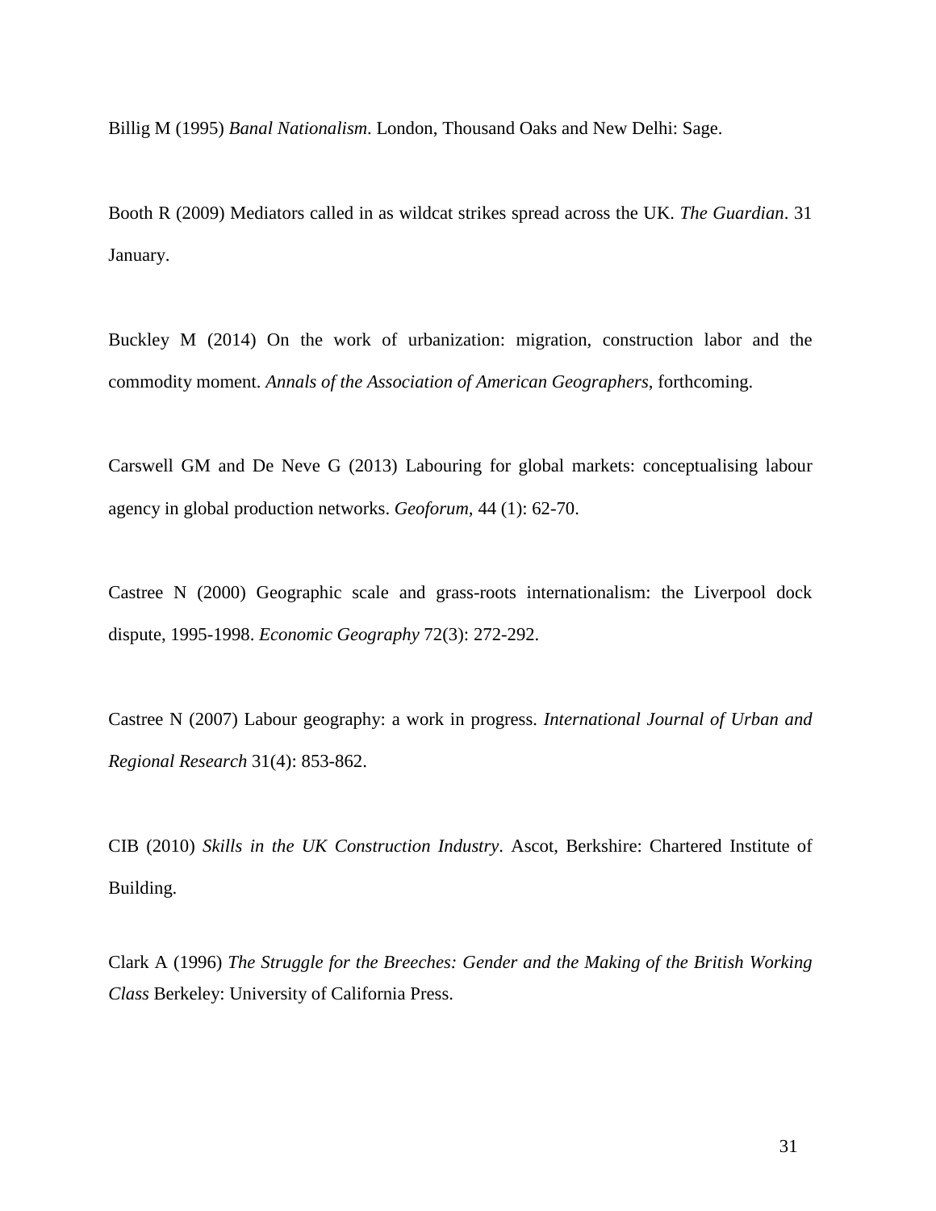Billig M (1995) *Banal Nationalism*. London, Thousand Oaks and New Delhi: Sage.

Booth R (2009) Mediators called in as wildcat strikes spread across the UK. *The Guardian*. 31 January.

Buckley M (2014) On the work of urbanization: migration, construction labor and the commodity moment. *Annals of the Association of American Geographers*, forthcoming.

Carswell GM and De Neve G (2013) Labouring for global markets: conceptualising labour agency in global production networks. *Geoforum*, 44 (1): 62-70.

Castree N (2000) Geographic scale and grass-roots internationalism: the Liverpool dock dispute, 1995-1998. *Economic Geography* 72(3): 272-292.

Castree N (2007) Labour geography: a work in progress. *International Journal of Urban and Regional Research* 31(4): 853-862.

CIB (2010) *Skills in the UK Construction Industry*. Ascot, Berkshire: Chartered Institute of Building.

Clark A (1996) *The Struggle for the Breeches: Gender and the Making of the British Working Class* Berkeley: University of California Press.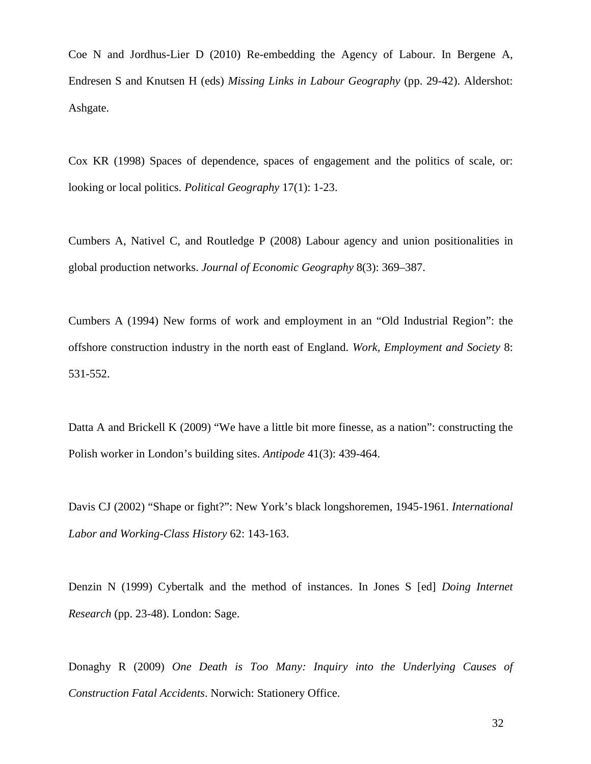Coe N and Jordhus-Lier D (2010) Re-embedding the Agency of Labour. In Bergene A, Endresen S and Knutsen H (eds) *Missing Links in Labour Geography* (pp. 29-42). Aldershot: Ashgate.

Cox KR (1998) Spaces of dependence, spaces of engagement and the politics of scale, or: looking or local politics. *Political Geography* 17(1): 1-23.

Cumbers A, Nativel C, and Routledge P (2008) Labour agency and union positionalities in global production networks. *Journal of Economic Geography* 8(3): 369–387.

Cumbers A (1994) New forms of work and employment in an "Old Industrial Region": the offshore construction industry in the north east of England. *Work, Employment and Society* 8: 531-552.

Datta A and Brickell K (2009) "We have a little bit more finesse, as a nation": constructing the Polish worker in London's building sites. *Antipode* 41(3): 439-464.

Davis CJ (2002) "Shape or fight?": New York's black longshoremen, 1945-1961. *International Labor and Working-Class History* 62: 143-163.

Denzin N (1999) Cybertalk and the method of instances. In Jones S [ed] *Doing Internet Research* (pp. 23-48). London: Sage.

Donaghy R (2009) *One Death is Too Many: Inquiry into the Underlying Causes of Construction Fatal Accidents*. Norwich: Stationery Office.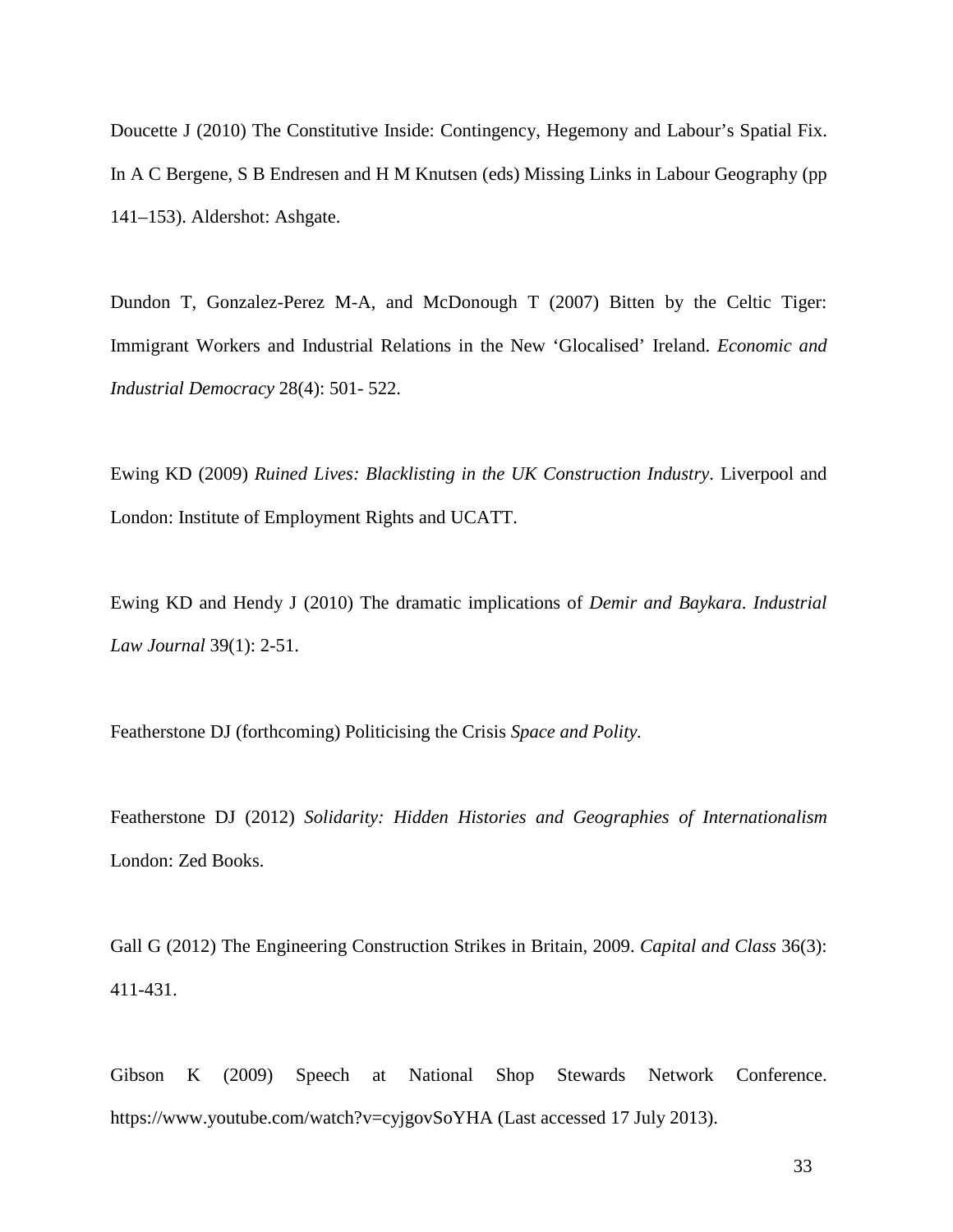Doucette J (2010) The Constitutive Inside: Contingency, Hegemony and Labour's Spatial Fix. In A C Bergene, S B Endresen and H M Knutsen (eds) Missing Links in Labour Geography (pp 141–153). Aldershot: Ashgate.

Dundon T, Gonzalez-Perez M-A, and McDonough T (2007) Bitten by the Celtic Tiger: Immigrant Workers and Industrial Relations in the New 'Glocalised' Ireland. *Economic and Industrial Democracy* 28(4): 501- 522.

Ewing KD (2009) *Ruined Lives: Blacklisting in the UK Construction Industry*. Liverpool and London: Institute of Employment Rights and UCATT.

Ewing KD and Hendy J (2010) The dramatic implications of *Demir and Baykara*. *Industrial Law Journal* 39(1): 2-51.

Featherstone DJ (forthcoming) Politicising the Crisis *Space and Polity.*

Featherstone DJ (2012) *Solidarity: Hidden Histories and Geographies of Internationalism* London: Zed Books.

Gall G (2012) The Engineering Construction Strikes in Britain, 2009. *Capital and Class* 36(3): 411-431.

Gibson K (2009) Speech at National Shop Stewards Network Conference. https://www.youtube.com/watch?v=cyjgovSoYHA (Last accessed 17 July 2013).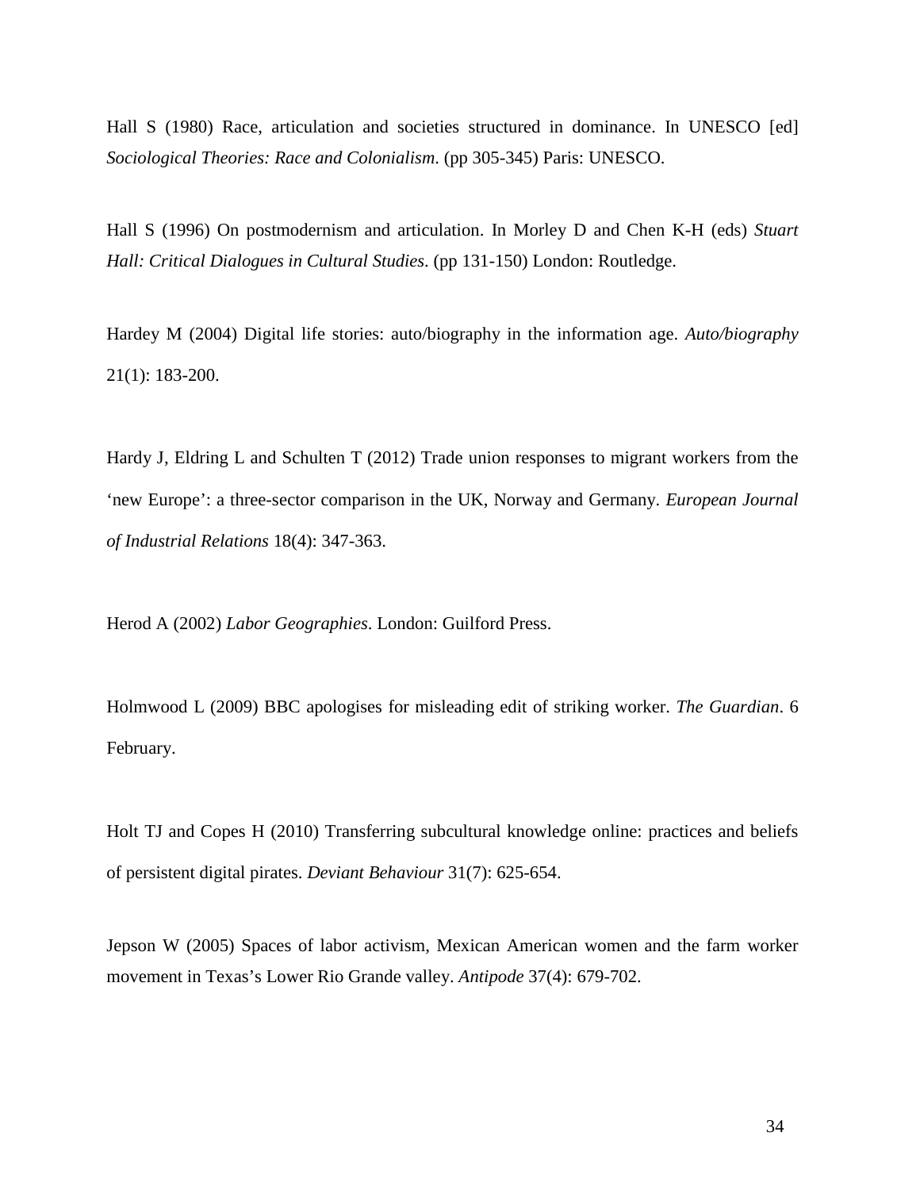Hall S (1980) Race, articulation and societies structured in dominance. In UNESCO [ed] *Sociological Theories: Race and Colonialism*. (pp 305-345) Paris: UNESCO.

Hall S (1996) On postmodernism and articulation. In Morley D and Chen K-H (eds) *Stuart Hall: Critical Dialogues in Cultural Studies*. (pp 131-150) London: Routledge.

Hardey M (2004) Digital life stories: auto/biography in the information age. *Auto/biography* 21(1): 183-200.

Hardy J, Eldring L and Schulten T (2012) Trade union responses to migrant workers from the 'new Europe': a three-sector comparison in the UK, Norway and Germany. *European Journal of Industrial Relations* 18(4): 347-363.

Herod A (2002) *Labor Geographies*. London: Guilford Press.

Holmwood L (2009) BBC apologises for misleading edit of striking worker. *The Guardian*. 6 February.

Holt TJ and Copes H (2010) Transferring subcultural knowledge online: practices and beliefs of persistent digital pirates. *Deviant Behaviour* 31(7): 625-654.

Jepson W (2005) Spaces of labor activism, Mexican American women and the farm worker movement in Texas's Lower Rio Grande valley. *Antipode* 37(4): 679-702.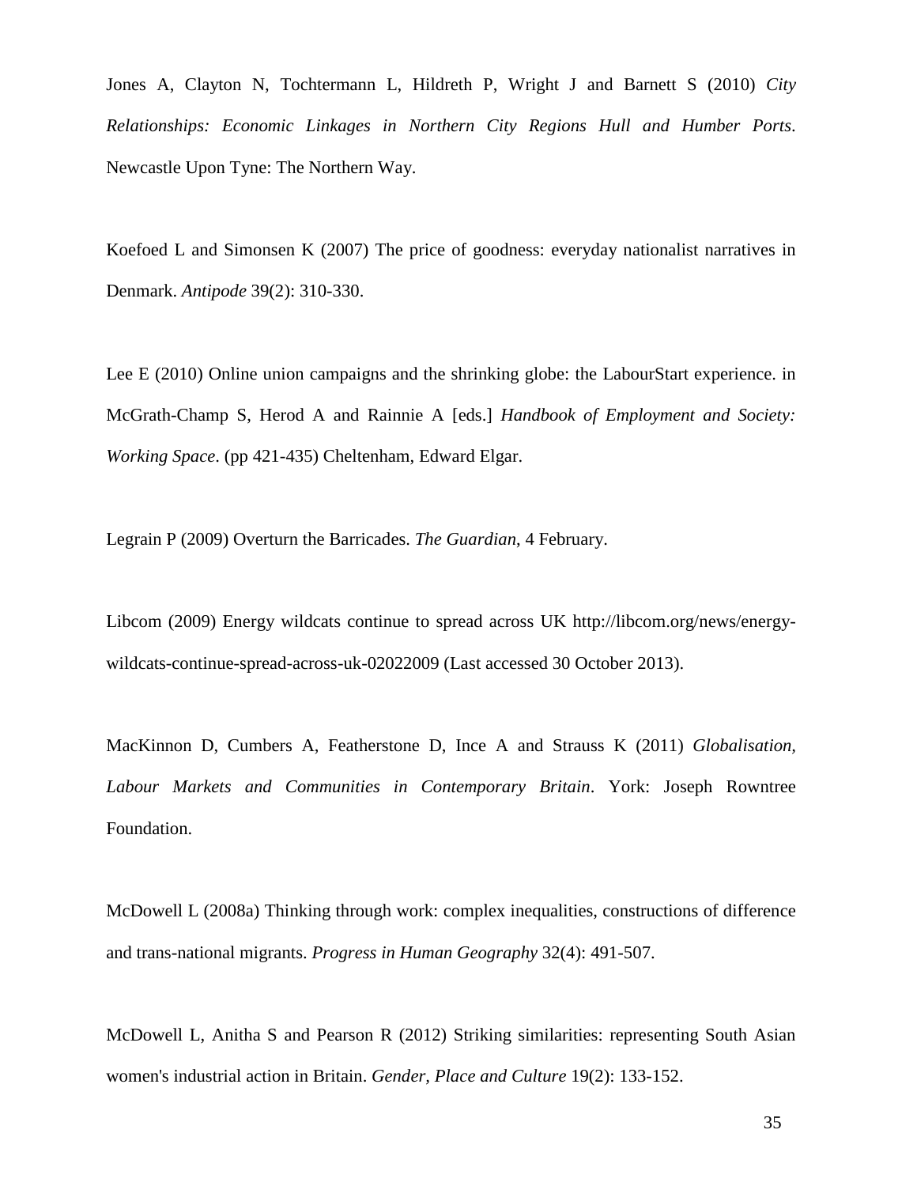Jones A, Clayton N, Tochtermann L, Hildreth P, Wright J and Barnett S (2010) *City Relationships: Economic Linkages in Northern City Regions Hull and Humber Ports*. Newcastle Upon Tyne: The Northern Way.

Koefoed L and Simonsen K (2007) The price of goodness: everyday nationalist narratives in Denmark. *Antipode* 39(2): 310-330.

Lee E (2010) Online union campaigns and the shrinking globe: the LabourStart experience. in McGrath-Champ S, Herod A and Rainnie A [eds.] *Handbook of Employment and Society: Working Space*. (pp 421-435) Cheltenham, Edward Elgar.

Legrain P (2009) Overturn the Barricades. *The Guardian*, 4 February.

Libcom (2009) Energy wildcats continue to spread across UK http://libcom.org/news/energy-wildcats-continue-spread-across-uk-02022009 (Last accessed 30 October 2013).

MacKinnon D, Cumbers A, Featherstone D, Ince A and Strauss K (2011) *Globalisation, Labour Markets and Communities in Contemporary Britain*. York: Joseph Rowntree Foundation.

McDowell L (2008a) Thinking through work: complex inequalities, constructions of difference and trans-national migrants. *Progress in Human Geography* 32(4): 491-507.

McDowell L, Anitha S and Pearson R (2012) Striking similarities: representing South Asian women's industrial action in Britain. *Gender, Place and Culture* 19(2): 133-152.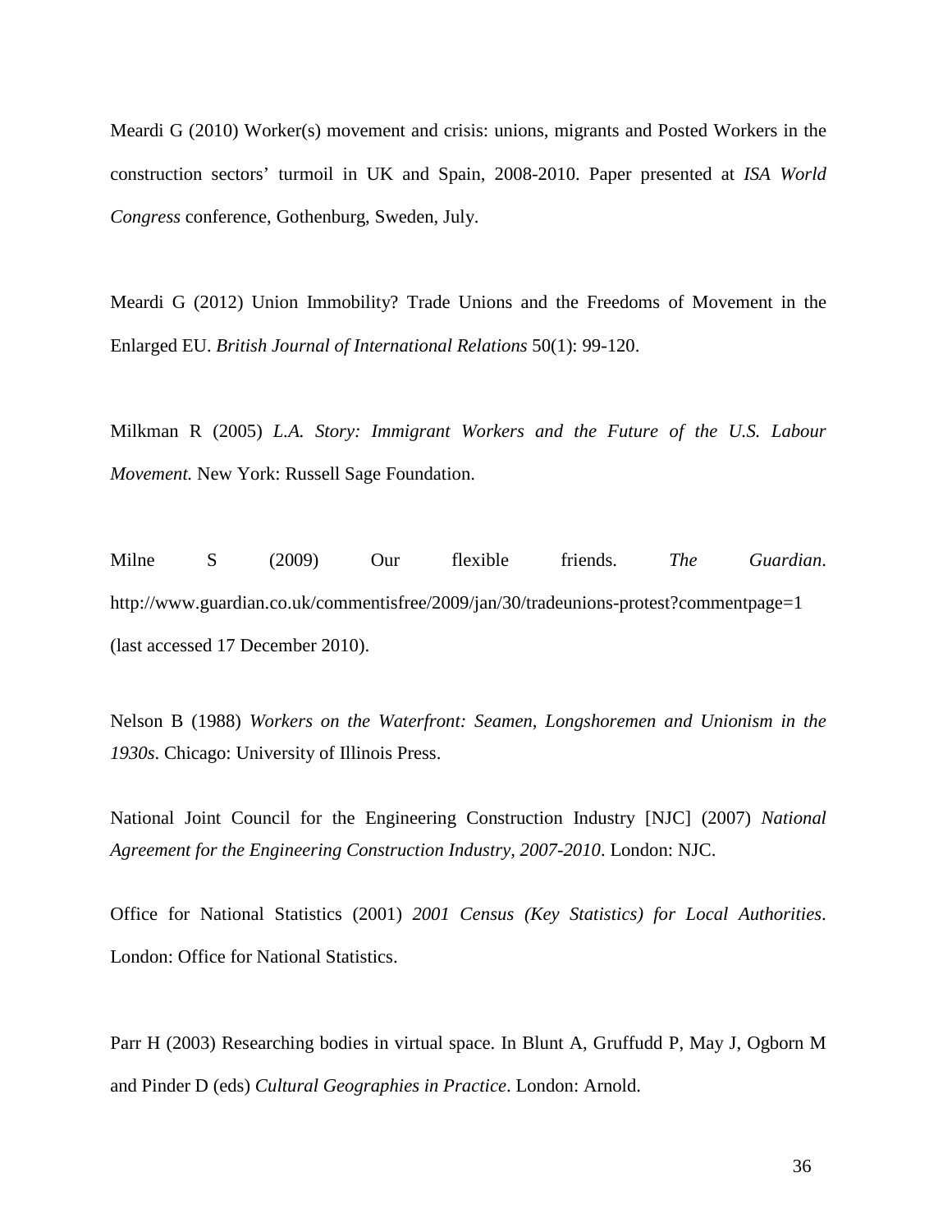Meardi G (2010) Worker(s) movement and crisis: unions, migrants and Posted Workers in the construction sectors' turmoil in UK and Spain, 2008-2010. Paper presented at *ISA World Congress* conference, Gothenburg, Sweden, July.

Meardi G (2012) Union Immobility? Trade Unions and the Freedoms of Movement in the Enlarged EU. *British Journal of International Relations* 50(1): 99-120.

Milkman R (2005) *L.A. Story: Immigrant Workers and the Future of the U.S. Labour Movement.* New York: Russell Sage Foundation.

Milne S (2009) Our flexible friends. *The Guardian*. http://www.guardian.co.uk/commentisfree/2009/jan/30/tradeunions-protest?commentpage=1 (last accessed 17 December 2010).

Nelson B (1988) *Workers on the Waterfront: Seamen, Longshoremen and Unionism in the 1930s*. Chicago: University of Illinois Press.

National Joint Council for the Engineering Construction Industry [NJC] (2007) *National Agreement for the Engineering Construction Industry, 2007-2010*. London: NJC.

Office for National Statistics (2001) *2001 Census (Key Statistics) for Local Authorities*. London: Office for National Statistics.

Parr H (2003) Researching bodies in virtual space. In Blunt A, Gruffudd P, May J, Ogborn M and Pinder D (eds) *Cultural Geographies in Practice*. London: Arnold.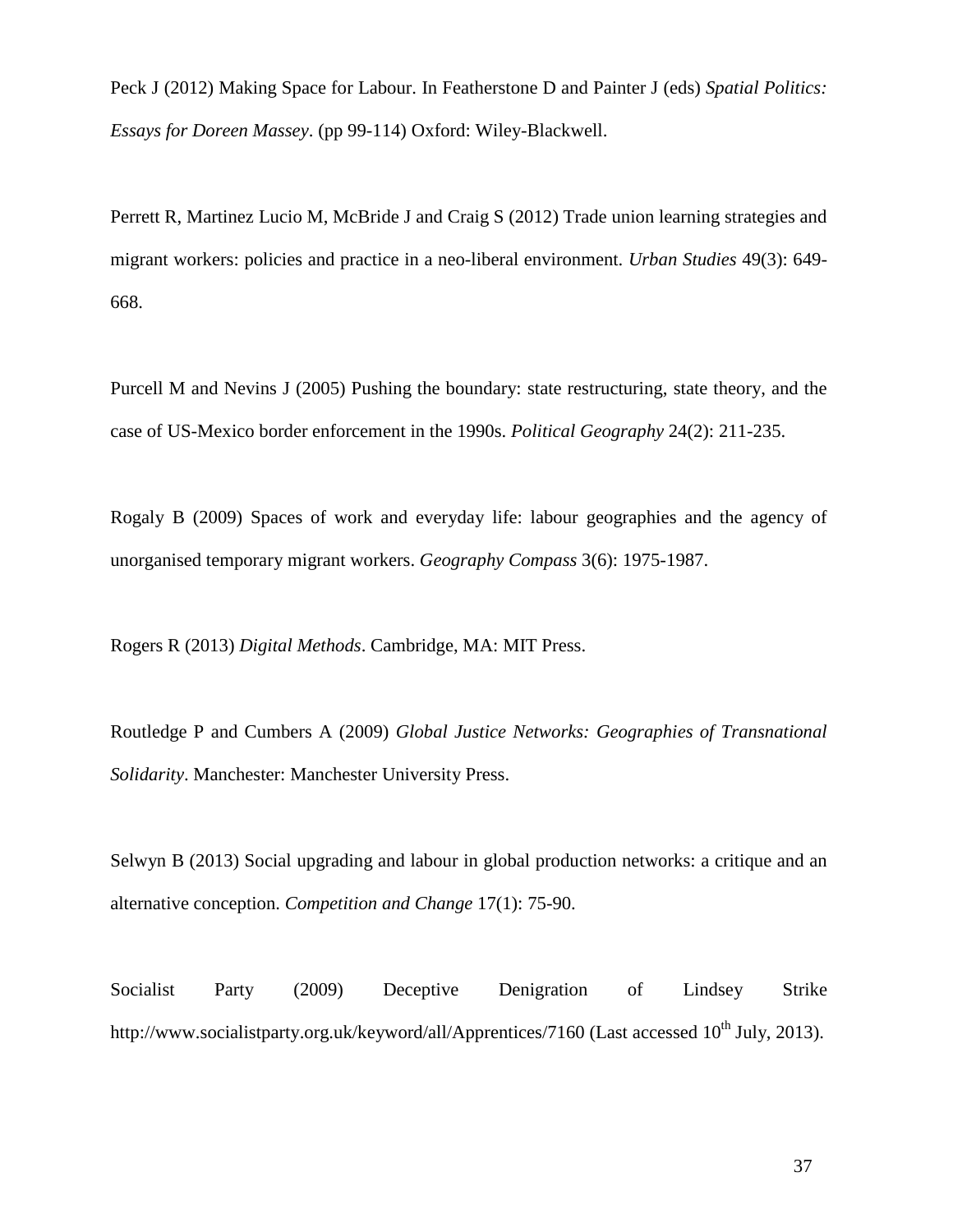Peck J (2012) Making Space for Labour. In Featherstone D and Painter J (eds) *Spatial Politics: Essays for Doreen Massey*. (pp 99-114) Oxford: Wiley-Blackwell.

Perrett R, Martinez Lucio M, McBride J and Craig S (2012) Trade union learning strategies and migrant workers: policies and practice in a neo-liberal environment. *Urban Studies* 49(3): 649-668.

Purcell M and Nevins J (2005) Pushing the boundary: state restructuring, state theory, and the case of US-Mexico border enforcement in the 1990s. *Political Geography* 24(2): 211-235.

Rogaly B (2009) Spaces of work and everyday life: labour geographies and the agency of unorganised temporary migrant workers. *Geography Compass* 3(6): 1975-1987.

Rogers R (2013) *Digital Methods*. Cambridge, MA: MIT Press.

Routledge P and Cumbers A (2009) *Global Justice Networks: Geographies of Transnational Solidarity*. Manchester: Manchester University Press.

Selwyn B (2013) Social upgrading and labour in global production networks: a critique and an alternative conception. *Competition and Change* 17(1): 75-90.

Socialist Party (2009) Deceptive Denigration of Lindsey Strike http://www.socialistparty.org.uk/keyword/all/Apprentices/7160 (Last accessed 10th July, 2013).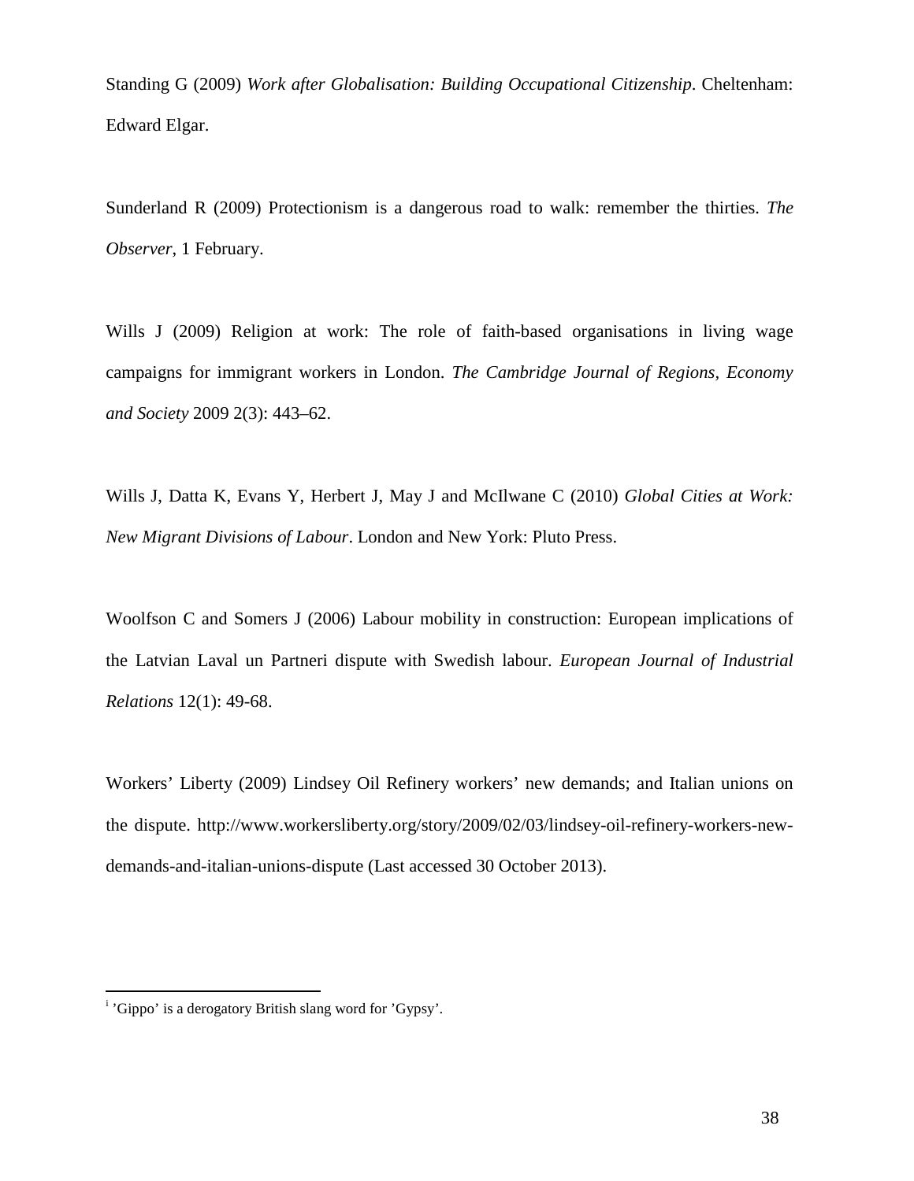Standing G (2009) *Work after Globalisation: Building Occupational Citizenship*. Cheltenham: Edward Elgar.

Sunderland R (2009) Protectionism is a dangerous road to walk: remember the thirties. *The Observer*, 1 February.

Wills J (2009) Religion at work: The role of faith-based organisations in living wage campaigns for immigrant workers in London. *The Cambridge Journal of Regions, Economy and Society* 2009 2(3): 443–62.

Wills J, Datta K, Evans Y, Herbert J, May J and McIlwane C (2010) *Global Cities at Work: New Migrant Divisions of Labour*. London and New York: Pluto Press.

Woolfson C and Somers J (2006) Labour mobility in construction: European implications of the Latvian Laval un Partneri dispute with Swedish labour. *European Journal of Industrial Relations* 12(1): 49-68.

Workers' Liberty (2009) Lindsey Oil Refinery workers' new demands; and Italian unions on the dispute. http://www.workersliberty.org/story/2009/02/03/lindsey-oil-refinery-workers-new-demands-and-italian-unions-dispute (Last accessed 30 October 2013).

---

[i] 'Gippo' is a derogatory British slang word for 'Gypsy'.